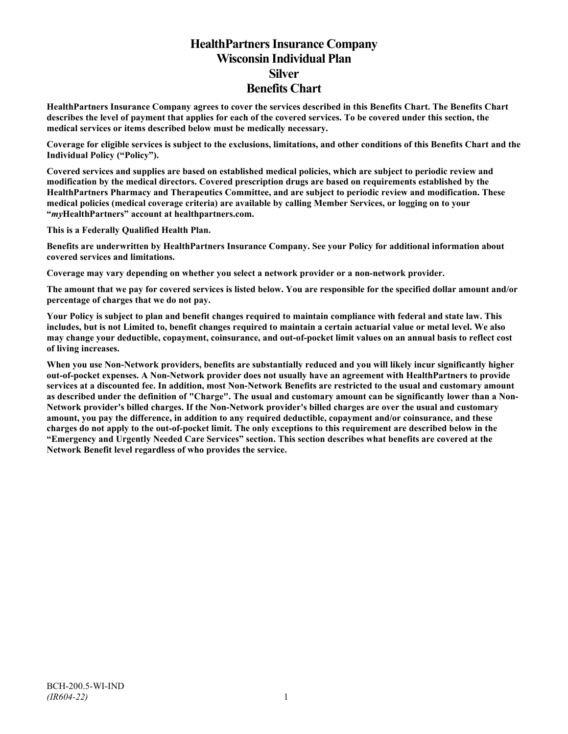# HealthPartners Insurance Company
# Wisconsin Individual Plan
# Silver
# Benefits Chart

**HealthPartners Insurance Company agrees to cover the services described in this Benefits Chart. The Benefits Chart describes the level of payment that applies for each of the covered services. To be covered under this section, the medical services or items described below must be medically necessary.**

**Coverage for eligible services is subject to the exclusions, limitations, and other conditions of this Benefits Chart and the Individual Policy ("Policy").**

**Covered services and supplies are based on established medical policies, which are subject to periodic review and modification by the medical directors. Covered prescription drugs are based on requirements established by the HealthPartners Pharmacy and Therapeutics Committee, and are subject to periodic review and modification. These medical policies (medical coverage criteria) are available by calling Member Services, or logging on to your "*my*HealthPartners" account at healthpartners.com.**

**This is a Federally Qualified Health Plan.**

**Benefits are underwritten by HealthPartners Insurance Company. See your Policy for additional information about covered services and limitations.**

**Coverage may vary depending on whether you select a network provider or a non-network provider.**

**The amount that we pay for covered services is listed below. You are responsible for the specified dollar amount and/or percentage of charges that we do not pay.**

**Your Policy is subject to plan and benefit changes required to maintain compliance with federal and state law. This includes, but is not Limited to, benefit changes required to maintain a certain actuarial value or metal level. We also may change your deductible, copayment, coinsurance, and out-of-pocket limit values on an annual basis to reflect cost of living increases.**

**When you use Non-Network providers, benefits are substantially reduced and you will likely incur significantly higher out-of-pocket expenses. A Non-Network provider does not usually have an agreement with HealthPartners to provide services at a discounted fee. In addition, most Non-Network Benefits are restricted to the usual and customary amount as described under the definition of "Charge". The usual and customary amount can be significantly lower than a Non-Network provider's billed charges. If the Non-Network provider's billed charges are over the usual and customary amount, you pay the difference, in addition to any required deductible, copayment and/or coinsurance, and these charges do not apply to the out-of-pocket limit. The only exceptions to this requirement are described below in the "Emergency and Urgently Needed Care Services" section. This section describes what benefits are covered at the Network Benefit level regardless of who provides the service.**

BCH-200.5-WI-IND
*(IR604-22)*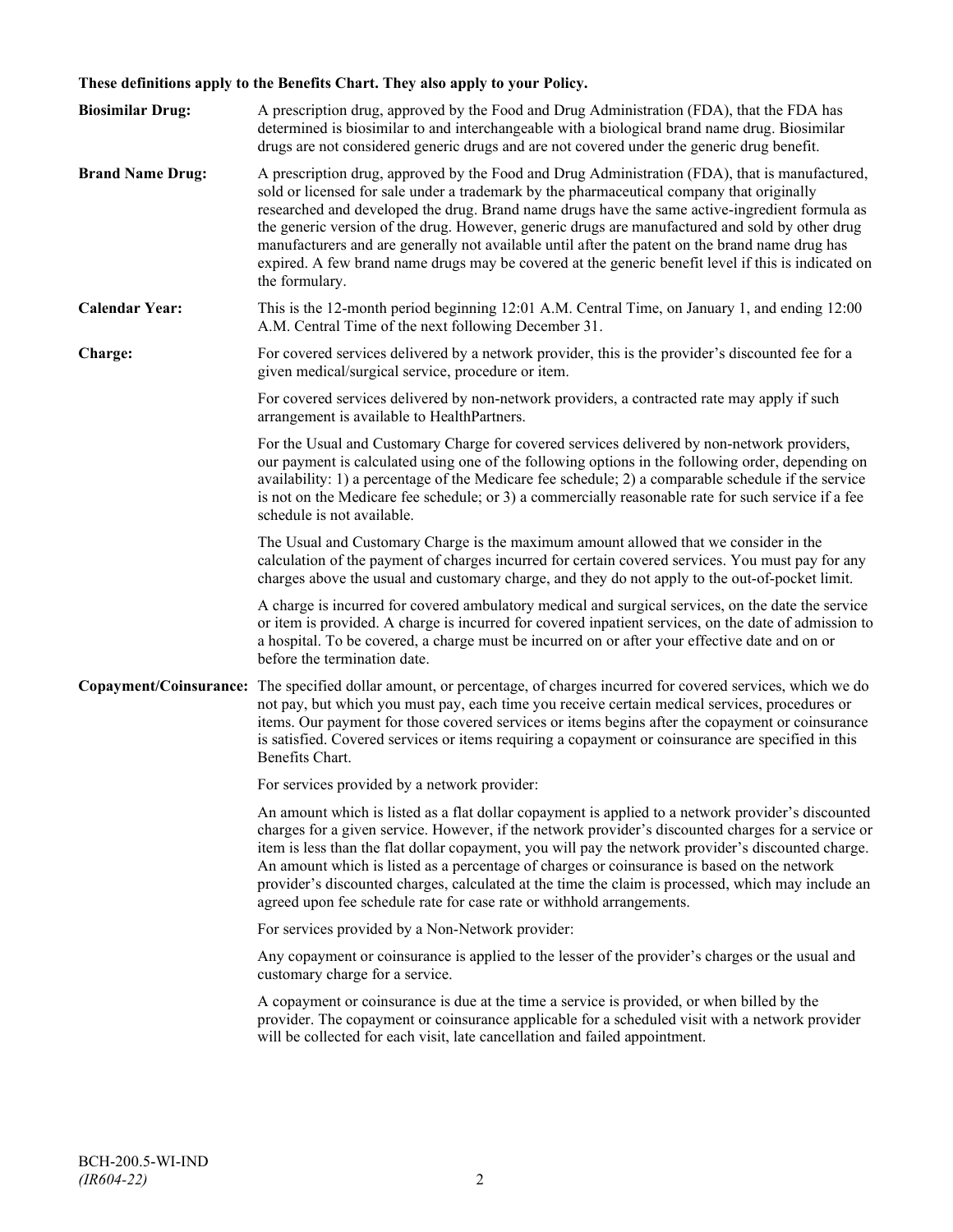**These definitions apply to the Benefits Chart. They also apply to your Policy.**

**Biosimilar Drug:** A prescription drug, approved by the Food and Drug Administration (FDA), that the FDA has determined is biosimilar to and interchangeable with a biological brand name drug. Biosimilar drugs are not considered generic drugs and are not covered under the generic drug benefit.

**Brand Name Drug:** A prescription drug, approved by the Food and Drug Administration (FDA), that is manufactured, sold or licensed for sale under a trademark by the pharmaceutical company that originally researched and developed the drug. Brand name drugs have the same active-ingredient formula as the generic version of the drug. However, generic drugs are manufactured and sold by other drug manufacturers and are generally not available until after the patent on the brand name drug has expired. A few brand name drugs may be covered at the generic benefit level if this is indicated on the formulary.

**Calendar Year:** This is the 12-month period beginning 12:01 A.M. Central Time, on January 1, and ending 12:00 A.M. Central Time of the next following December 31.

**Charge:** For covered services delivered by a network provider, this is the provider's discounted fee for a given medical/surgical service, procedure or item.

For covered services delivered by non-network providers, a contracted rate may apply if such arrangement is available to HealthPartners.

For the Usual and Customary Charge for covered services delivered by non-network providers, our payment is calculated using one of the following options in the following order, depending on availability: 1) a percentage of the Medicare fee schedule; 2) a comparable schedule if the service is not on the Medicare fee schedule; or 3) a commercially reasonable rate for such service if a fee schedule is not available.

The Usual and Customary Charge is the maximum amount allowed that we consider in the calculation of the payment of charges incurred for certain covered services. You must pay for any charges above the usual and customary charge, and they do not apply to the out-of-pocket limit.

A charge is incurred for covered ambulatory medical and surgical services, on the date the service or item is provided. A charge is incurred for covered inpatient services, on the date of admission to a hospital. To be covered, a charge must be incurred on or after your effective date and on or before the termination date.

**Copayment/Coinsurance:** The specified dollar amount, or percentage, of charges incurred for covered services, which we do not pay, but which you must pay, each time you receive certain medical services, procedures or items. Our payment for those covered services or items begins after the copayment or coinsurance is satisfied. Covered services or items requiring a copayment or coinsurance are specified in this Benefits Chart.

For services provided by a network provider:

An amount which is listed as a flat dollar copayment is applied to a network provider's discounted charges for a given service. However, if the network provider's discounted charges for a service or item is less than the flat dollar copayment, you will pay the network provider's discounted charge. An amount which is listed as a percentage of charges or coinsurance is based on the network provider's discounted charges, calculated at the time the claim is processed, which may include an agreed upon fee schedule rate for case rate or withhold arrangements.

For services provided by a Non-Network provider:

Any copayment or coinsurance is applied to the lesser of the provider's charges or the usual and customary charge for a service.

A copayment or coinsurance is due at the time a service is provided, or when billed by the provider. The copayment or coinsurance applicable for a scheduled visit with a network provider will be collected for each visit, late cancellation and failed appointment.

BCH-200.5-WI-IND
*(IR604-22)*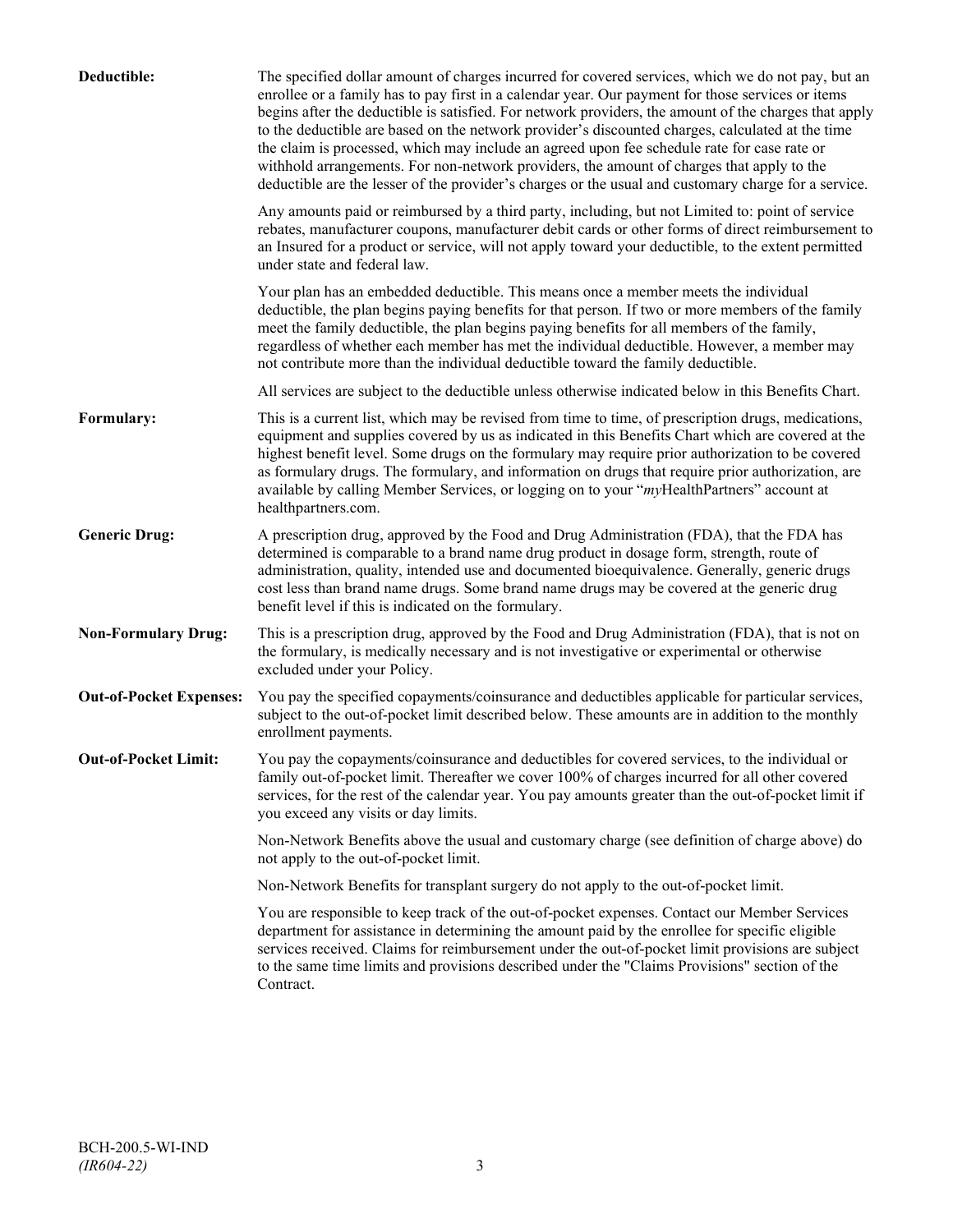**Deductible:** The specified dollar amount of charges incurred for covered services, which we do not pay, but an enrollee or a family has to pay first in a calendar year. Our payment for those services or items begins after the deductible is satisfied. For network providers, the amount of the charges that apply to the deductible are based on the network provider's discounted charges, calculated at the time the claim is processed, which may include an agreed upon fee schedule rate for case rate or withhold arrangements. For non-network providers, the amount of charges that apply to the deductible are the lesser of the provider's charges or the usual and customary charge for a service.

Any amounts paid or reimbursed by a third party, including, but not Limited to: point of service rebates, manufacturer coupons, manufacturer debit cards or other forms of direct reimbursement to an Insured for a product or service, will not apply toward your deductible, to the extent permitted under state and federal law.

Your plan has an embedded deductible. This means once a member meets the individual deductible, the plan begins paying benefits for that person. If two or more members of the family meet the family deductible, the plan begins paying benefits for all members of the family, regardless of whether each member has met the individual deductible. However, a member may not contribute more than the individual deductible toward the family deductible.

All services are subject to the deductible unless otherwise indicated below in this Benefits Chart.

**Formulary:** This is a current list, which may be revised from time to time, of prescription drugs, medications, equipment and supplies covered by us as indicated in this Benefits Chart which are covered at the highest benefit level. Some drugs on the formulary may require prior authorization to be covered as formulary drugs. The formulary, and information on drugs that require prior authorization, are available by calling Member Services, or logging on to your "*my*HealthPartners" account at healthpartners.com.

**Generic Drug:** A prescription drug, approved by the Food and Drug Administration (FDA), that the FDA has determined is comparable to a brand name drug product in dosage form, strength, route of administration, quality, intended use and documented bioequivalence. Generally, generic drugs cost less than brand name drugs. Some brand name drugs may be covered at the generic drug benefit level if this is indicated on the formulary.

**Non-Formulary Drug:** This is a prescription drug, approved by the Food and Drug Administration (FDA), that is not on the formulary, is medically necessary and is not investigative or experimental or otherwise excluded under your Policy.

**Out-of-Pocket Expenses:** You pay the specified copayments/coinsurance and deductibles applicable for particular services, subject to the out-of-pocket limit described below. These amounts are in addition to the monthly enrollment payments.

**Out-of-Pocket Limit:** You pay the copayments/coinsurance and deductibles for covered services, to the individual or family out-of-pocket limit. Thereafter we cover 100% of charges incurred for all other covered services, for the rest of the calendar year. You pay amounts greater than the out-of-pocket limit if you exceed any visits or day limits.

Non-Network Benefits above the usual and customary charge (see definition of charge above) do not apply to the out-of-pocket limit.

Non-Network Benefits for transplant surgery do not apply to the out-of-pocket limit.

You are responsible to keep track of the out-of-pocket expenses. Contact our Member Services department for assistance in determining the amount paid by the enrollee for specific eligible services received. Claims for reimbursement under the out-of-pocket limit provisions are subject to the same time limits and provisions described under the "Claims Provisions" section of the Contract.

BCH-200.5-WI-IND
*(IR604-22)*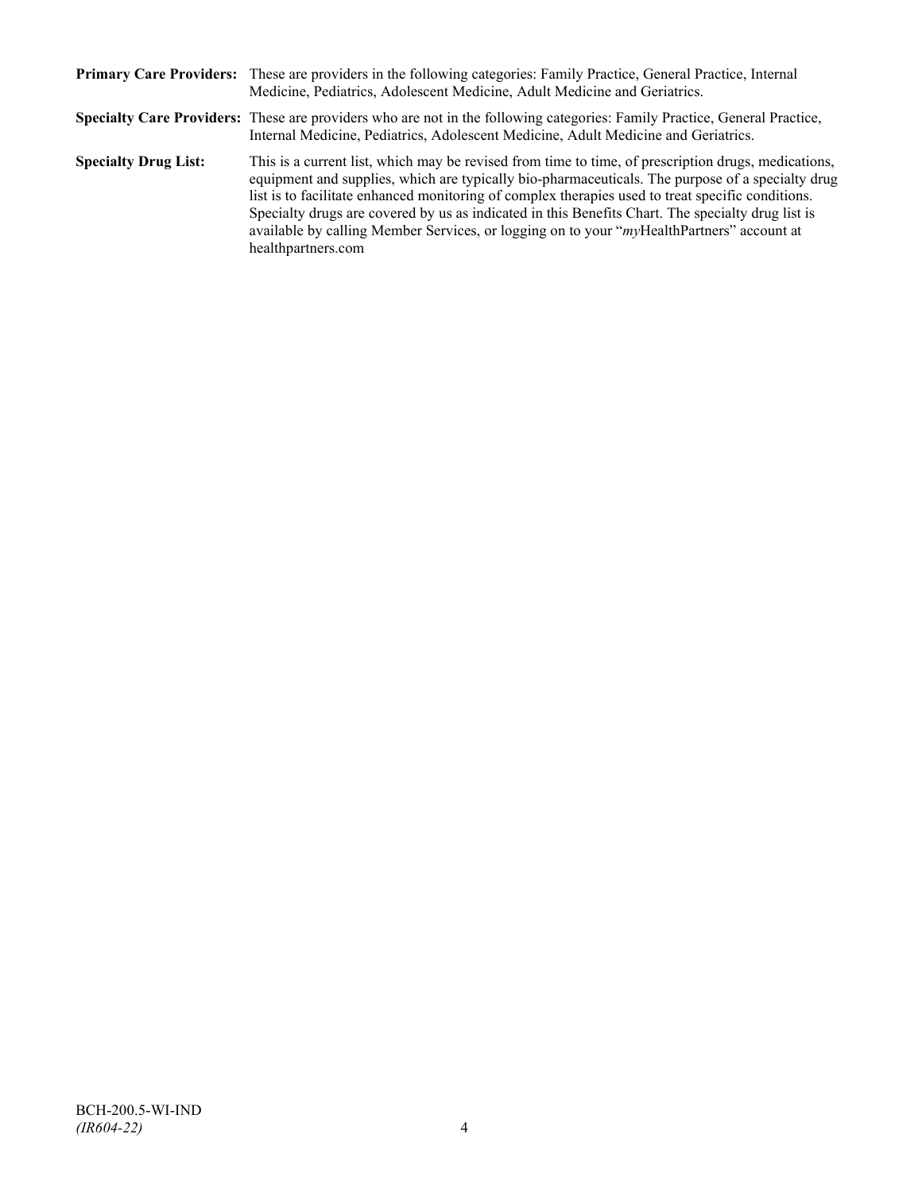**Primary Care Providers:** These are providers in the following categories: Family Practice, General Practice, Internal Medicine, Pediatrics, Adolescent Medicine, Adult Medicine and Geriatrics.

**Specialty Care Providers:** These are providers who are not in the following categories: Family Practice, General Practice, Internal Medicine, Pediatrics, Adolescent Medicine, Adult Medicine and Geriatrics.

**Specialty Drug List:** This is a current list, which may be revised from time to time, of prescription drugs, medications, equipment and supplies, which are typically bio-pharmaceuticals. The purpose of a specialty drug list is to facilitate enhanced monitoring of complex therapies used to treat specific conditions. Specialty drugs are covered by us as indicated in this Benefits Chart. The specialty drug list is available by calling Member Services, or logging on to your "*my*HealthPartners" account at healthpartners.com

BCH-200.5-WI-IND
*(IR604-22)*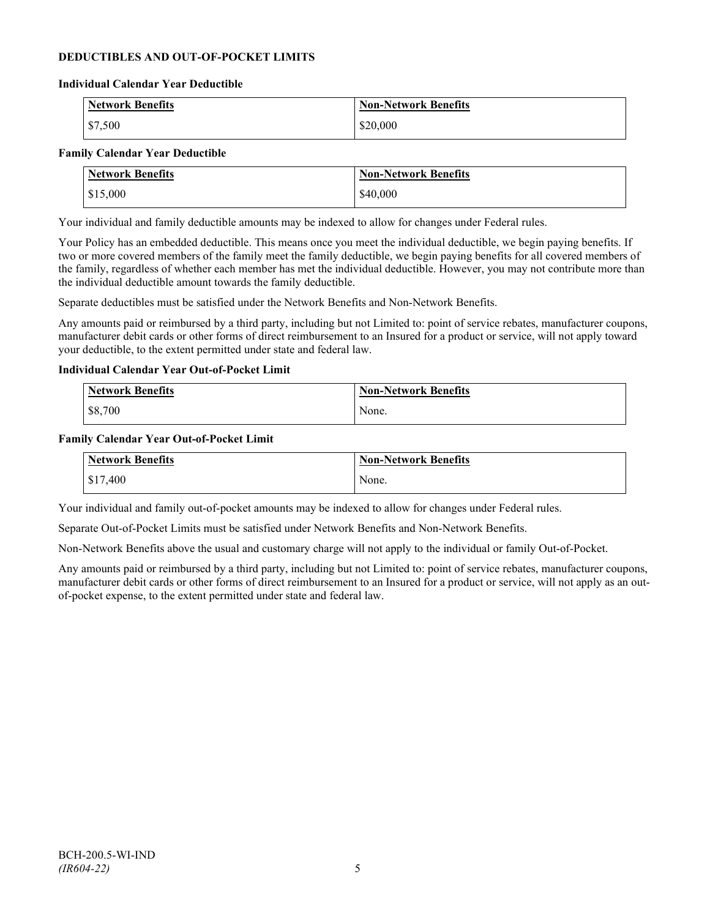## DEDUCTIBLES AND OUT-OF-POCKET LIMITS

### Individual Calendar Year Deductible

| Network Benefits | Non-Network Benefits |
|---|---|
| $7,500 | $20,000 |

### Family Calendar Year Deductible

| Network Benefits | Non-Network Benefits |
|---|---|
| $15,000 | $40,000 |

Your individual and family deductible amounts may be indexed to allow for changes under Federal rules.

Your Policy has an embedded deductible. This means once you meet the individual deductible, we begin paying benefits. If two or more covered members of the family meet the family deductible, we begin paying benefits for all covered members of the family, regardless of whether each member has met the individual deductible. However, you may not contribute more than the individual deductible amount towards the family deductible.

Separate deductibles must be satisfied under the Network Benefits and Non-Network Benefits.

Any amounts paid or reimbursed by a third party, including but not Limited to: point of service rebates, manufacturer coupons, manufacturer debit cards or other forms of direct reimbursement to an Insured for a product or service, will not apply toward your deductible, to the extent permitted under state and federal law.

### Individual Calendar Year Out-of-Pocket Limit

| Network Benefits | Non-Network Benefits |
|---|---|
| $8,700 | None. |

### Family Calendar Year Out-of-Pocket Limit

| Network Benefits | Non-Network Benefits |
|---|---|
| $17,400 | None. |

Your individual and family out-of-pocket amounts may be indexed to allow for changes under Federal rules.

Separate Out-of-Pocket Limits must be satisfied under Network Benefits and Non-Network Benefits.

Non-Network Benefits above the usual and customary charge will not apply to the individual or family Out-of-Pocket.

Any amounts paid or reimbursed by a third party, including but not Limited to: point of service rebates, manufacturer coupons, manufacturer debit cards or other forms of direct reimbursement to an Insured for a product or service, will not apply as an out-of-pocket expense, to the extent permitted under state and federal law.

BCH-200.5-WI-IND
*(IR604-22)*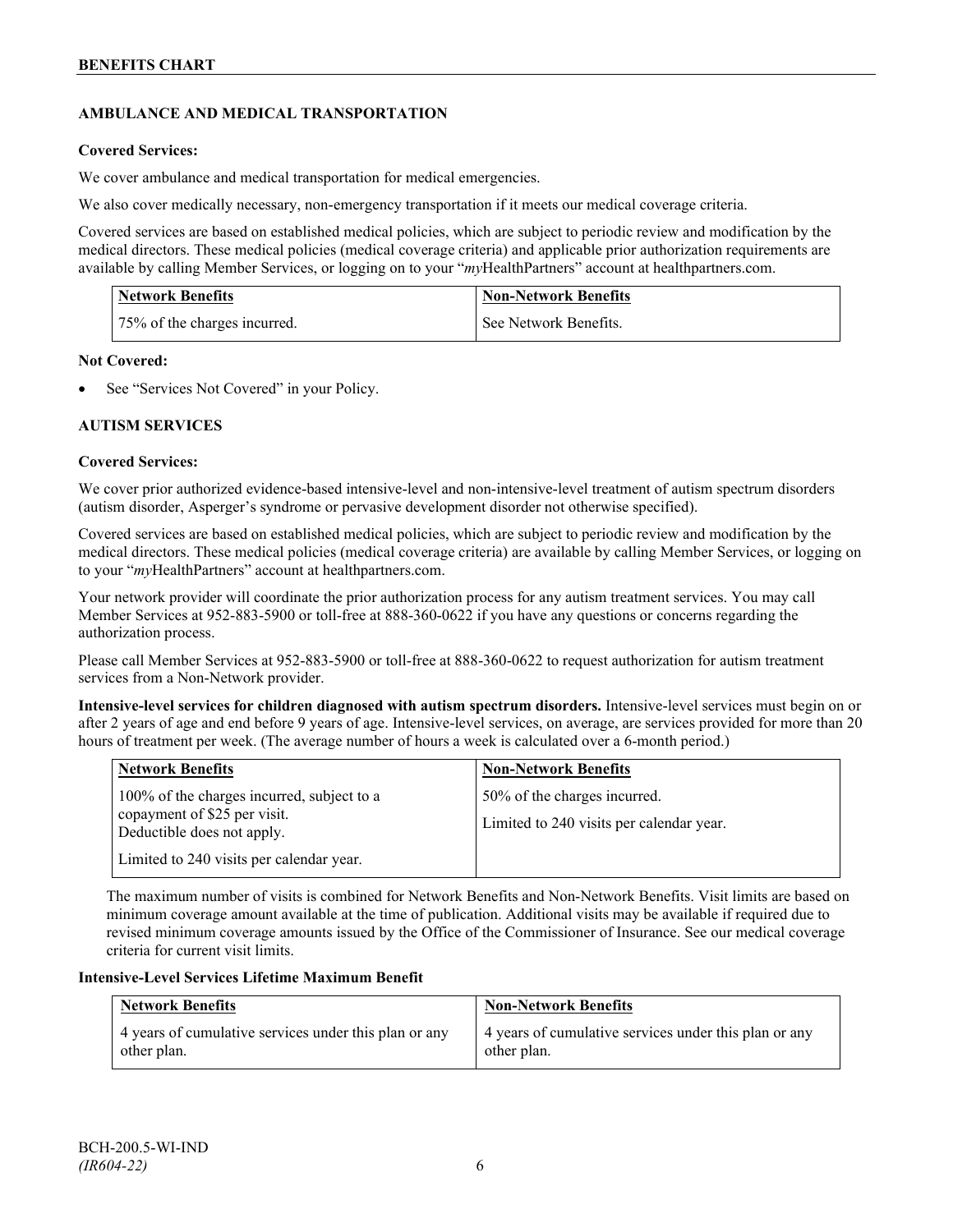## AMBULANCE AND MEDICAL TRANSPORTATION

**Covered Services:**

We cover ambulance and medical transportation for medical emergencies.

We also cover medically necessary, non-emergency transportation if it meets our medical coverage criteria.

Covered services are based on established medical policies, which are subject to periodic review and modification by the medical directors. These medical policies (medical coverage criteria) and applicable prior authorization requirements are available by calling Member Services, or logging on to your "*my*HealthPartners" account at healthpartners.com.

| Network Benefits | Non-Network Benefits |
|---|---|
| 75% of the charges incurred. | See Network Benefits. |

**Not Covered:**

- See "Services Not Covered" in your Policy.

## AUTISM SERVICES

**Covered Services:**

We cover prior authorized evidence-based intensive-level and non-intensive-level treatment of autism spectrum disorders (autism disorder, Asperger's syndrome or pervasive development disorder not otherwise specified).

Covered services are based on established medical policies, which are subject to periodic review and modification by the medical directors. These medical policies (medical coverage criteria) are available by calling Member Services, or logging on to your "*my*HealthPartners" account at healthpartners.com.

Your network provider will coordinate the prior authorization process for any autism treatment services. You may call Member Services at 952-883-5900 or toll-free at 888-360-0622 if you have any questions or concerns regarding the authorization process.

Please call Member Services at 952-883-5900 or toll-free at 888-360-0622 to request authorization for autism treatment services from a Non-Network provider.

**Intensive-level services for children diagnosed with autism spectrum disorders.** Intensive-level services must begin on or after 2 years of age and end before 9 years of age. Intensive-level services, on average, are services provided for more than 20 hours of treatment per week. (The average number of hours a week is calculated over a 6-month period.)

| Network Benefits | Non-Network Benefits |
|---|---|
| 100% of the charges incurred, subject to a copayment of $25 per visit. Deductible does not apply.<br><br>Limited to 240 visits per calendar year. | 50% of the charges incurred.<br><br>Limited to 240 visits per calendar year. |

The maximum number of visits is combined for Network Benefits and Non-Network Benefits. Visit limits are based on minimum coverage amount available at the time of publication. Additional visits may be available if required due to revised minimum coverage amounts issued by the Office of the Commissioner of Insurance. See our medical coverage criteria for current visit limits.

**Intensive-Level Services Lifetime Maximum Benefit**

| Network Benefits | Non-Network Benefits |
|---|---|
| 4 years of cumulative services under this plan or any other plan. | 4 years of cumulative services under this plan or any other plan. |

BCH-200.5-WI-IND
*(IR604-22)*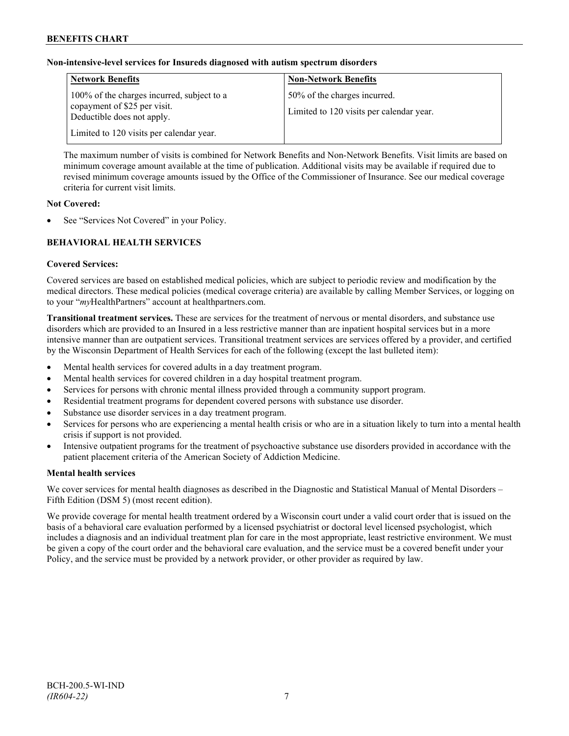**Non-intensive-level services for Insureds diagnosed with autism spectrum disorders**

| Network Benefits | Non-Network Benefits |
| --- | --- |
| 100% of the charges incurred, subject to a copayment of $25 per visit. Deductible does not apply. Limited to 120 visits per calendar year. | 50% of the charges incurred. Limited to 120 visits per calendar year. |

The maximum number of visits is combined for Network Benefits and Non-Network Benefits. Visit limits are based on minimum coverage amount available at the time of publication. Additional visits may be available if required due to revised minimum coverage amounts issued by the Office of the Commissioner of Insurance. See our medical coverage criteria for current visit limits.

**Not Covered:**

- See "Services Not Covered" in your Policy.

## BEHAVIORAL HEALTH SERVICES

**Covered Services:**

Covered services are based on established medical policies, which are subject to periodic review and modification by the medical directors. These medical policies (medical coverage criteria) are available by calling Member Services, or logging on to your "*my*HealthPartners" account at healthpartners.com.

**Transitional treatment services.** These are services for the treatment of nervous or mental disorders, and substance use disorders which are provided to an Insured in a less restrictive manner than are inpatient hospital services but in a more intensive manner than are outpatient services. Transitional treatment services are services offered by a provider, and certified by the Wisconsin Department of Health Services for each of the following (except the last bulleted item):

- Mental health services for covered adults in a day treatment program.
- Mental health services for covered children in a day hospital treatment program.
- Services for persons with chronic mental illness provided through a community support program.
- Residential treatment programs for dependent covered persons with substance use disorder.
- Substance use disorder services in a day treatment program.
- Services for persons who are experiencing a mental health crisis or who are in a situation likely to turn into a mental health crisis if support is not provided.
- Intensive outpatient programs for the treatment of psychoactive substance use disorders provided in accordance with the patient placement criteria of the American Society of Addiction Medicine.

**Mental health services**

We cover services for mental health diagnoses as described in the Diagnostic and Statistical Manual of Mental Disorders – Fifth Edition (DSM 5) (most recent edition).

We provide coverage for mental health treatment ordered by a Wisconsin court under a valid court order that is issued on the basis of a behavioral care evaluation performed by a licensed psychiatrist or doctoral level licensed psychologist, which includes a diagnosis and an individual treatment plan for care in the most appropriate, least restrictive environment. We must be given a copy of the court order and the behavioral care evaluation, and the service must be a covered benefit under your Policy, and the service must be provided by a network provider, or other provider as required by law.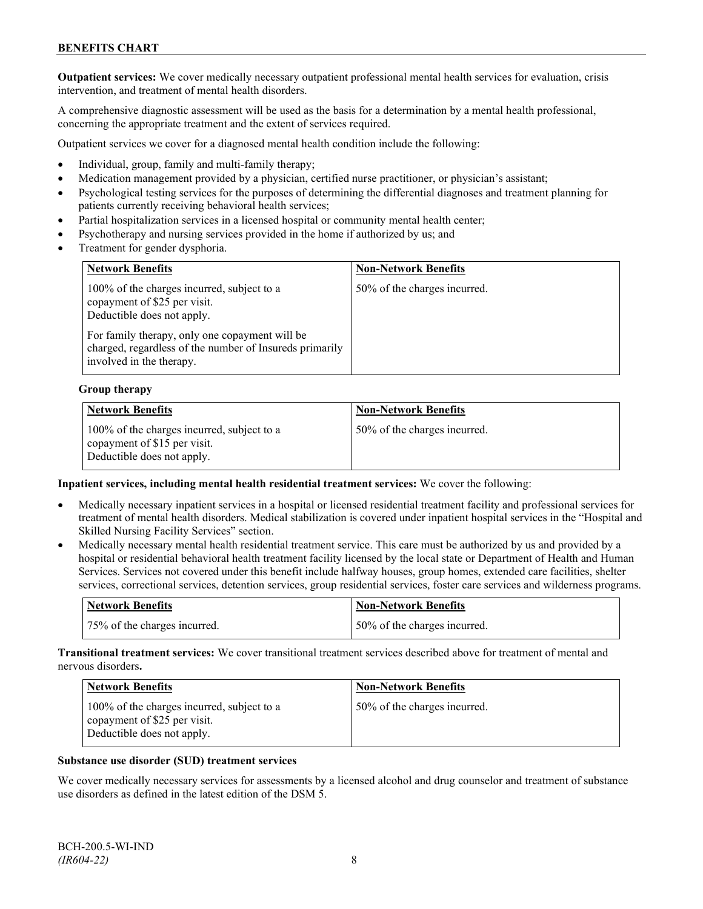**Outpatient services:** We cover medically necessary outpatient professional mental health services for evaluation, crisis intervention, and treatment of mental health disorders.

A comprehensive diagnostic assessment will be used as the basis for a determination by a mental health professional, concerning the appropriate treatment and the extent of services required.

Outpatient services we cover for a diagnosed mental health condition include the following:

- Individual, group, family and multi-family therapy;
- Medication management provided by a physician, certified nurse practitioner, or physician's assistant;
- Psychological testing services for the purposes of determining the differential diagnoses and treatment planning for patients currently receiving behavioral health services;
- Partial hospitalization services in a licensed hospital or community mental health center;
- Psychotherapy and nursing services provided in the home if authorized by us; and
- Treatment for gender dysphoria.

| Network Benefits | Non-Network Benefits |
|---|---|
| 100% of the charges incurred, subject to a copayment of $25 per visit. Deductible does not apply.<br><br>For family therapy, only one copayment will be charged, regardless of the number of Insureds primarily involved in the therapy. | 50% of the charges incurred. |

**Group therapy**

| Network Benefits | Non-Network Benefits |
|---|---|
| 100% of the charges incurred, subject to a copayment of $15 per visit. Deductible does not apply. | 50% of the charges incurred. |

**Inpatient services, including mental health residential treatment services:** We cover the following:

- Medically necessary inpatient services in a hospital or licensed residential treatment facility and professional services for treatment of mental health disorders. Medical stabilization is covered under inpatient hospital services in the "Hospital and Skilled Nursing Facility Services" section.
- Medically necessary mental health residential treatment service. This care must be authorized by us and provided by a hospital or residential behavioral health treatment facility licensed by the local state or Department of Health and Human Services. Services not covered under this benefit include halfway houses, group homes, extended care facilities, shelter services, correctional services, detention services, group residential services, foster care services and wilderness programs.

| Network Benefits | Non-Network Benefits |
|---|---|
| 75% of the charges incurred. | 50% of the charges incurred. |

**Transitional treatment services:** We cover transitional treatment services described above for treatment of mental and nervous disorders**.**

| Network Benefits | Non-Network Benefits |
|---|---|
| 100% of the charges incurred, subject to a copayment of $25 per visit. Deductible does not apply. | 50% of the charges incurred. |

**Substance use disorder (SUD) treatment services**

We cover medically necessary services for assessments by a licensed alcohol and drug counselor and treatment of substance use disorders as defined in the latest edition of the DSM 5.

BCH-200.5-WI-IND
*(IR604-22)*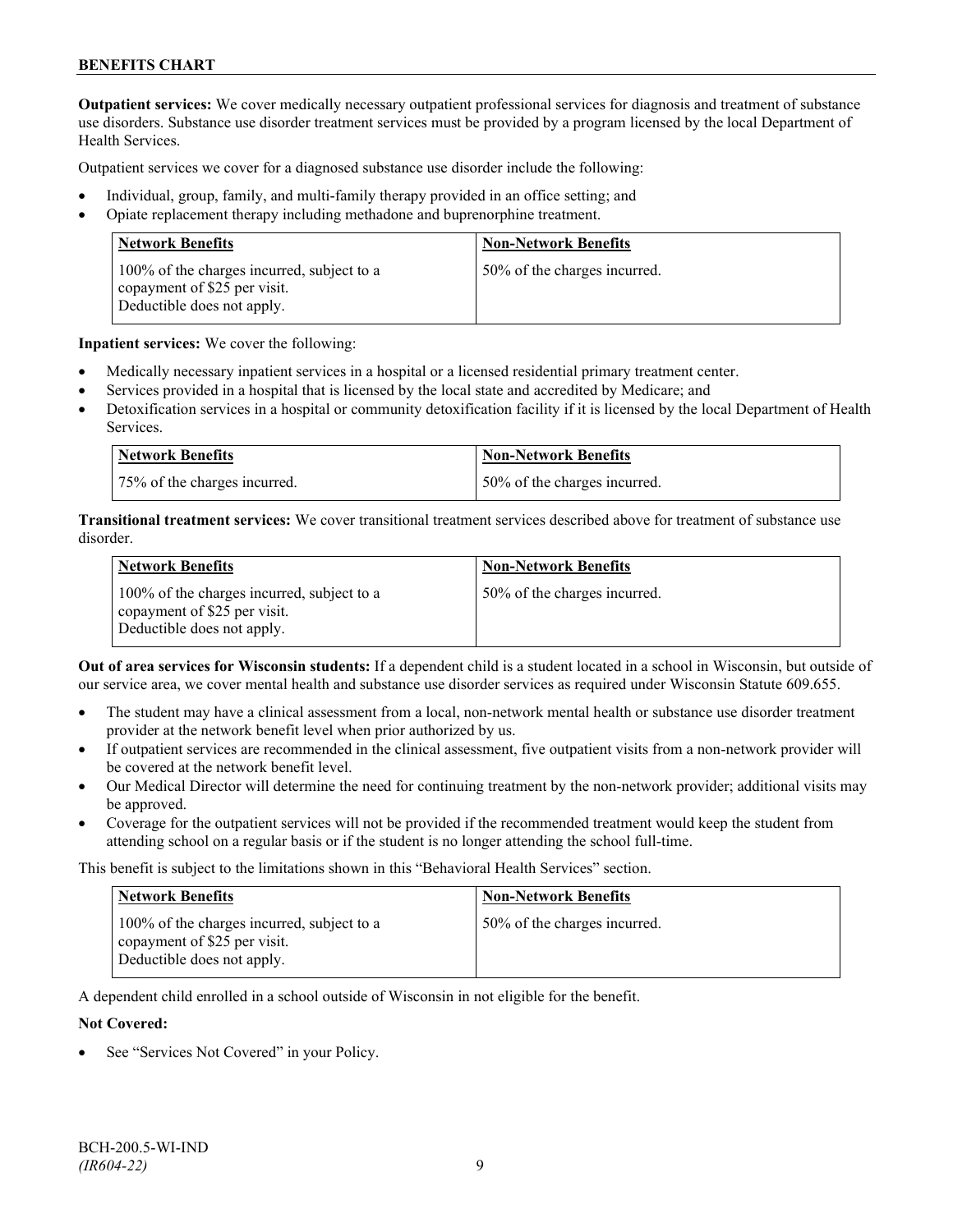**Outpatient services:** We cover medically necessary outpatient professional services for diagnosis and treatment of substance use disorders. Substance use disorder treatment services must be provided by a program licensed by the local Department of Health Services.

Outpatient services we cover for a diagnosed substance use disorder include the following:

- Individual, group, family, and multi-family therapy provided in an office setting; and
- Opiate replacement therapy including methadone and buprenorphine treatment.

| Network Benefits | Non-Network Benefits |
|---|---|
| 100% of the charges incurred, subject to a copayment of $25 per visit. Deductible does not apply. | 50% of the charges incurred. |

**Inpatient services:** We cover the following:

- Medically necessary inpatient services in a hospital or a licensed residential primary treatment center.
- Services provided in a hospital that is licensed by the local state and accredited by Medicare; and
- Detoxification services in a hospital or community detoxification facility if it is licensed by the local Department of Health Services.

| Network Benefits | Non-Network Benefits |
|---|---|
| 75% of the charges incurred. | 50% of the charges incurred. |

**Transitional treatment services:** We cover transitional treatment services described above for treatment of substance use disorder.

| Network Benefits | Non-Network Benefits |
|---|---|
| 100% of the charges incurred, subject to a copayment of $25 per visit. Deductible does not apply. | 50% of the charges incurred. |

**Out of area services for Wisconsin students:** If a dependent child is a student located in a school in Wisconsin, but outside of our service area, we cover mental health and substance use disorder services as required under Wisconsin Statute 609.655.

- The student may have a clinical assessment from a local, non-network mental health or substance use disorder treatment provider at the network benefit level when prior authorized by us.
- If outpatient services are recommended in the clinical assessment, five outpatient visits from a non-network provider will be covered at the network benefit level.
- Our Medical Director will determine the need for continuing treatment by the non-network provider; additional visits may be approved.
- Coverage for the outpatient services will not be provided if the recommended treatment would keep the student from attending school on a regular basis or if the student is no longer attending the school full-time.

This benefit is subject to the limitations shown in this "Behavioral Health Services" section.

| Network Benefits | Non-Network Benefits |
|---|---|
| 100% of the charges incurred, subject to a copayment of $25 per visit. Deductible does not apply. | 50% of the charges incurred. |

A dependent child enrolled in a school outside of Wisconsin in not eligible for the benefit.

**Not Covered:**

- See "Services Not Covered" in your Policy.

BCH-200.5-WI-IND
*(IR604-22)*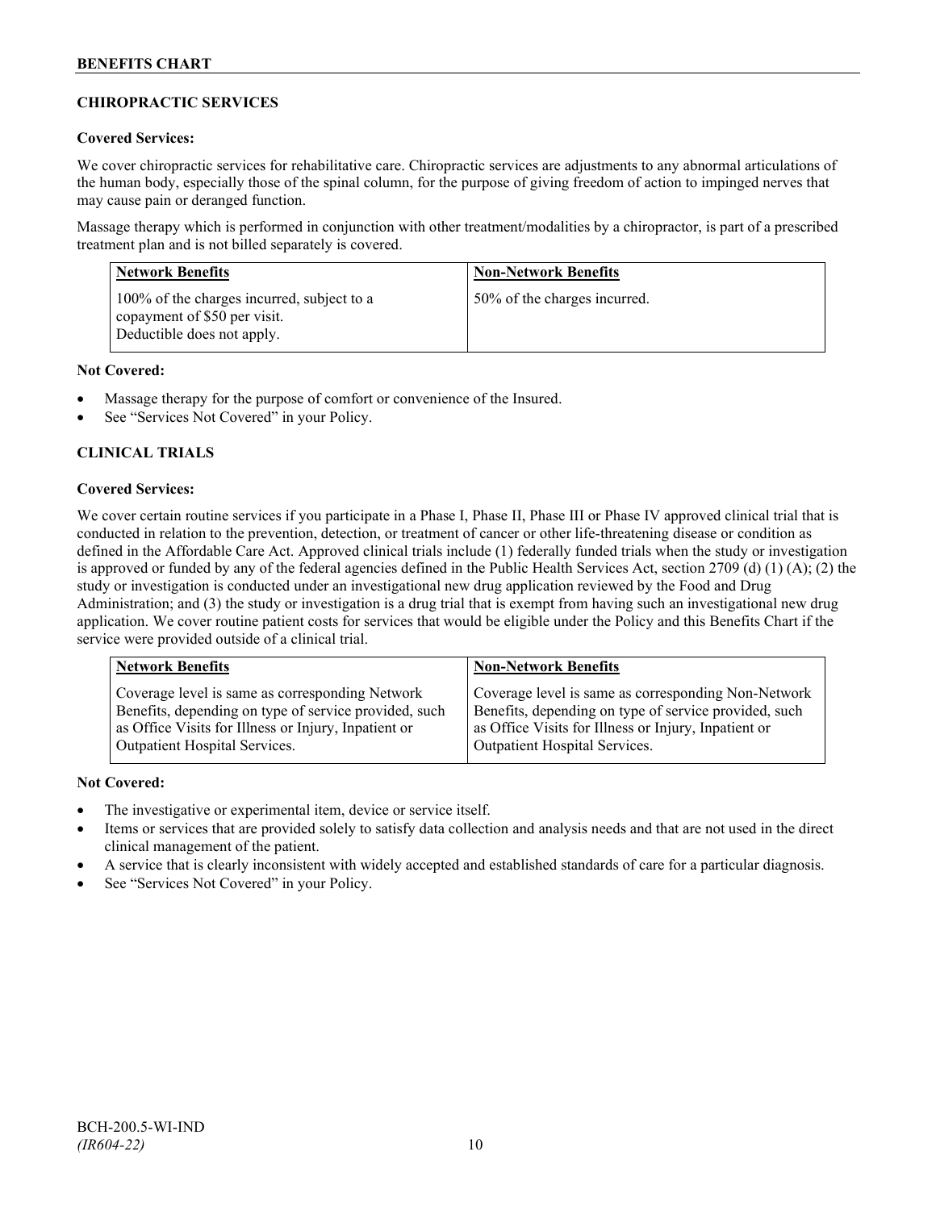## CHIROPRACTIC SERVICES

### Covered Services:

We cover chiropractic services for rehabilitative care. Chiropractic services are adjustments to any abnormal articulations of the human body, especially those of the spinal column, for the purpose of giving freedom of action to impinged nerves that may cause pain or deranged function.

Massage therapy which is performed in conjunction with other treatment/modalities by a chiropractor, is part of a prescribed treatment plan and is not billed separately is covered.

| Network Benefits | Non-Network Benefits |
|---|---|
| 100% of the charges incurred, subject to a copayment of $50 per visit. Deductible does not apply. | 50% of the charges incurred. |

### Not Covered:

- Massage therapy for the purpose of comfort or convenience of the Insured.
- See "Services Not Covered" in your Policy.

## CLINICAL TRIALS

### Covered Services:

We cover certain routine services if you participate in a Phase I, Phase II, Phase III or Phase IV approved clinical trial that is conducted in relation to the prevention, detection, or treatment of cancer or other life-threatening disease or condition as defined in the Affordable Care Act. Approved clinical trials include (1) federally funded trials when the study or investigation is approved or funded by any of the federal agencies defined in the Public Health Services Act, section 2709 (d) (1) (A); (2) the study or investigation is conducted under an investigational new drug application reviewed by the Food and Drug Administration; and (3) the study or investigation is a drug trial that is exempt from having such an investigational new drug application. We cover routine patient costs for services that would be eligible under the Policy and this Benefits Chart if the service were provided outside of a clinical trial.

| Network Benefits | Non-Network Benefits |
|---|---|
| Coverage level is same as corresponding Network Benefits, depending on type of service provided, such as Office Visits for Illness or Injury, Inpatient or Outpatient Hospital Services. | Coverage level is same as corresponding Non-Network Benefits, depending on type of service provided, such as Office Visits for Illness or Injury, Inpatient or Outpatient Hospital Services. |

### Not Covered:

- The investigative or experimental item, device or service itself.
- Items or services that are provided solely to satisfy data collection and analysis needs and that are not used in the direct clinical management of the patient.
- A service that is clearly inconsistent with widely accepted and established standards of care for a particular diagnosis.
- See "Services Not Covered" in your Policy.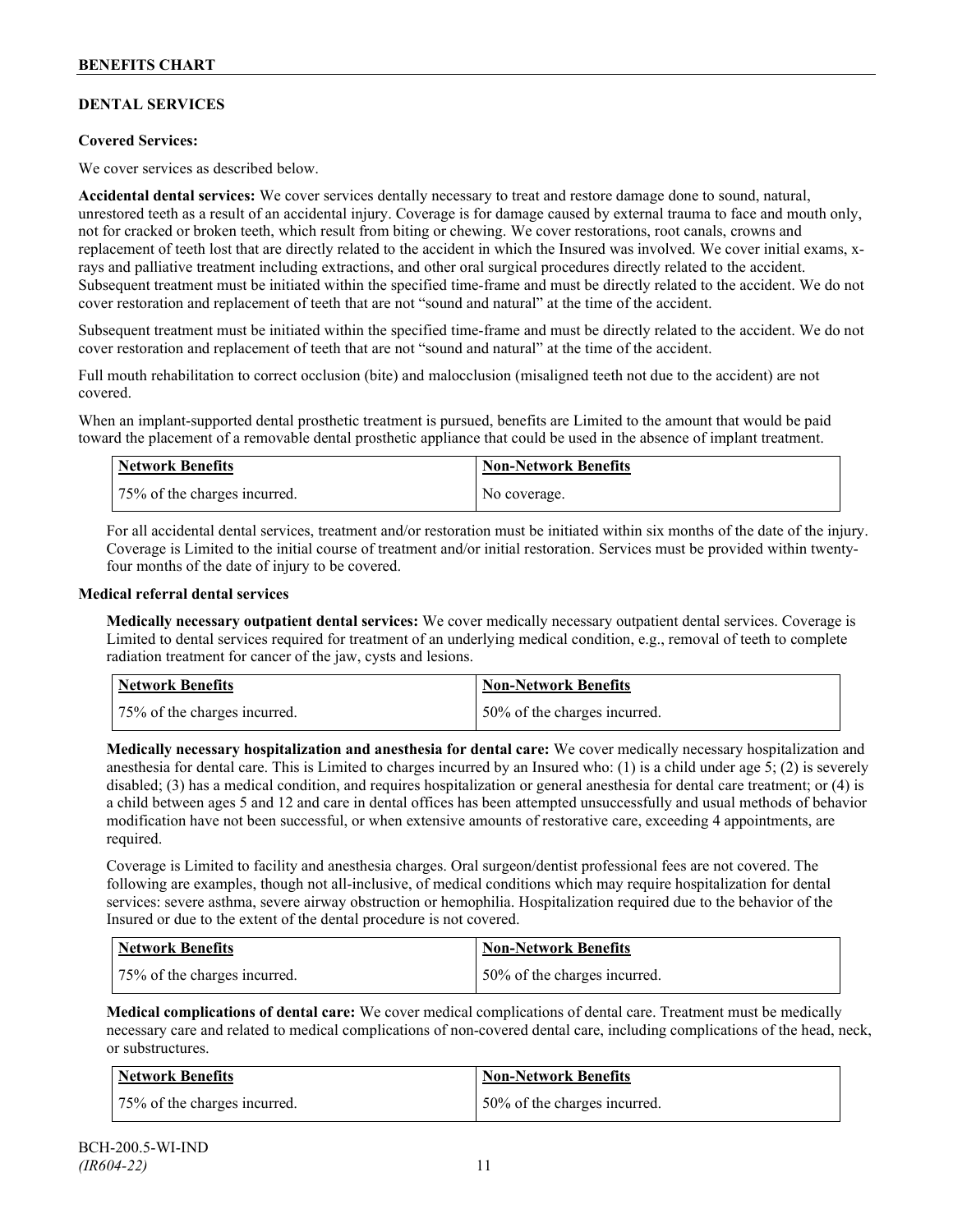## DENTAL SERVICES

**Covered Services:**

We cover services as described below.

**Accidental dental services:** We cover services dentally necessary to treat and restore damage done to sound, natural, unrestored teeth as a result of an accidental injury. Coverage is for damage caused by external trauma to face and mouth only, not for cracked or broken teeth, which result from biting or chewing. We cover restorations, root canals, crowns and replacement of teeth lost that are directly related to the accident in which the Insured was involved. We cover initial exams, x-rays and palliative treatment including extractions, and other oral surgical procedures directly related to the accident. Subsequent treatment must be initiated within the specified time-frame and must be directly related to the accident. We do not cover restoration and replacement of teeth that are not "sound and natural" at the time of the accident.

Subsequent treatment must be initiated within the specified time-frame and must be directly related to the accident. We do not cover restoration and replacement of teeth that are not "sound and natural" at the time of the accident.

Full mouth rehabilitation to correct occlusion (bite) and malocclusion (misaligned teeth not due to the accident) are not covered.

When an implant-supported dental prosthetic treatment is pursued, benefits are Limited to the amount that would be paid toward the placement of a removable dental prosthetic appliance that could be used in the absence of implant treatment.

| Network Benefits | Non-Network Benefits |
| --- | --- |
| 75% of the charges incurred. | No coverage. |

For all accidental dental services, treatment and/or restoration must be initiated within six months of the date of the injury. Coverage is Limited to the initial course of treatment and/or initial restoration. Services must be provided within twenty-four months of the date of injury to be covered.

**Medical referral dental services**

**Medically necessary outpatient dental services:** We cover medically necessary outpatient dental services. Coverage is Limited to dental services required for treatment of an underlying medical condition, e.g., removal of teeth to complete radiation treatment for cancer of the jaw, cysts and lesions.

| Network Benefits | Non-Network Benefits |
| --- | --- |
| 75% of the charges incurred. | 50% of the charges incurred. |

**Medically necessary hospitalization and anesthesia for dental care:** We cover medically necessary hospitalization and anesthesia for dental care. This is Limited to charges incurred by an Insured who: (1) is a child under age 5; (2) is severely disabled; (3) has a medical condition, and requires hospitalization or general anesthesia for dental care treatment; or (4) is a child between ages 5 and 12 and care in dental offices has been attempted unsuccessfully and usual methods of behavior modification have not been successful, or when extensive amounts of restorative care, exceeding 4 appointments, are required.

Coverage is Limited to facility and anesthesia charges. Oral surgeon/dentist professional fees are not covered. The following are examples, though not all-inclusive, of medical conditions which may require hospitalization for dental services: severe asthma, severe airway obstruction or hemophilia. Hospitalization required due to the behavior of the Insured or due to the extent of the dental procedure is not covered.

| Network Benefits | Non-Network Benefits |
| --- | --- |
| 75% of the charges incurred. | 50% of the charges incurred. |

**Medical complications of dental care:** We cover medical complications of dental care. Treatment must be medically necessary care and related to medical complications of non-covered dental care, including complications of the head, neck, or substructures.

| Network Benefits | Non-Network Benefits |
| --- | --- |
| 75% of the charges incurred. | 50% of the charges incurred. |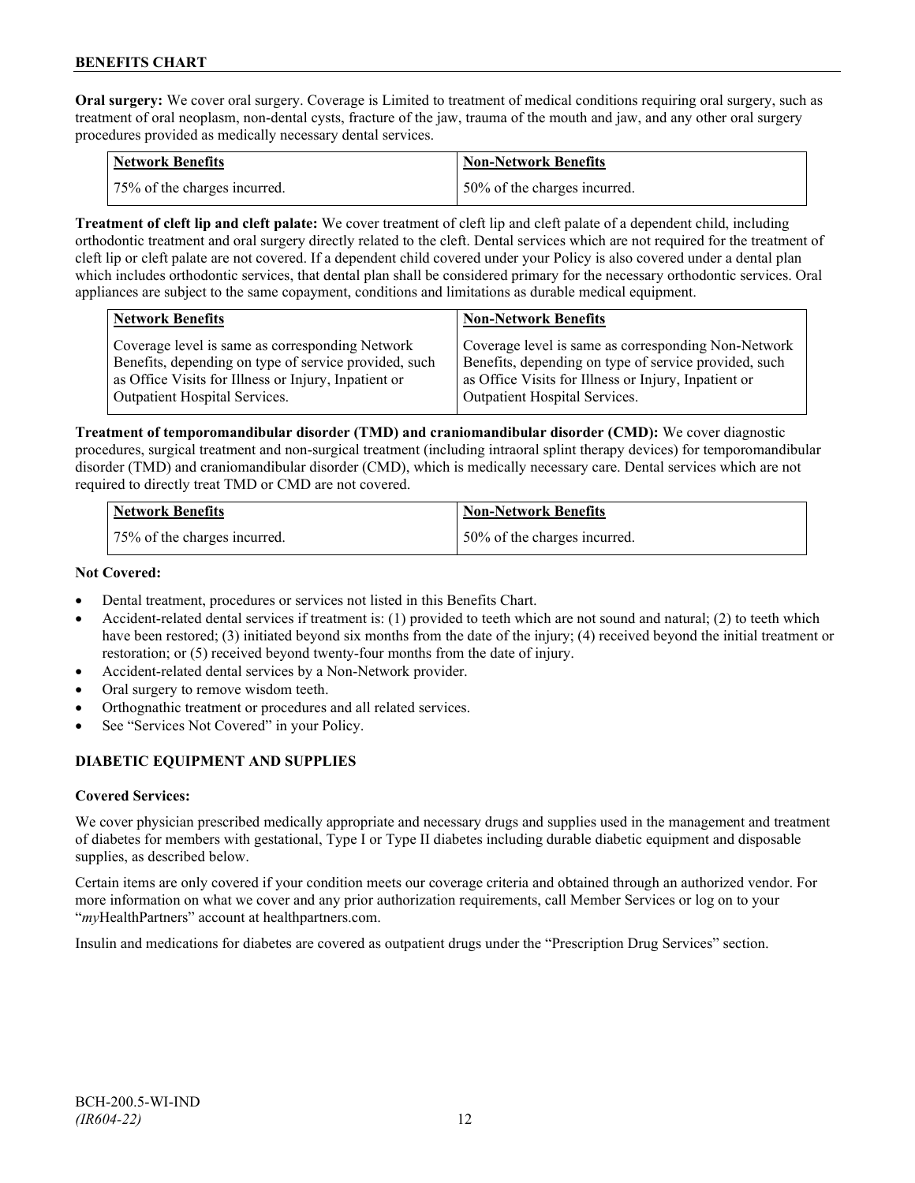**Oral surgery:** We cover oral surgery. Coverage is Limited to treatment of medical conditions requiring oral surgery, such as treatment of oral neoplasm, non-dental cysts, fracture of the jaw, trauma of the mouth and jaw, and any other oral surgery procedures provided as medically necessary dental services.

| Network Benefits | Non-Network Benefits |
|---|---|
| 75% of the charges incurred. | 50% of the charges incurred. |

**Treatment of cleft lip and cleft palate:** We cover treatment of cleft lip and cleft palate of a dependent child, including orthodontic treatment and oral surgery directly related to the cleft. Dental services which are not required for the treatment of cleft lip or cleft palate are not covered. If a dependent child covered under your Policy is also covered under a dental plan which includes orthodontic services, that dental plan shall be considered primary for the necessary orthodontic services. Oral appliances are subject to the same copayment, conditions and limitations as durable medical equipment.

| Network Benefits | Non-Network Benefits |
|---|---|
| Coverage level is same as corresponding Network Benefits, depending on type of service provided, such as Office Visits for Illness or Injury, Inpatient or Outpatient Hospital Services. | Coverage level is same as corresponding Non-Network Benefits, depending on type of service provided, such as Office Visits for Illness or Injury, Inpatient or Outpatient Hospital Services. |

**Treatment of temporomandibular disorder (TMD) and craniomandibular disorder (CMD):** We cover diagnostic procedures, surgical treatment and non-surgical treatment (including intraoral splint therapy devices) for temporomandibular disorder (TMD) and craniomandibular disorder (CMD), which is medically necessary care. Dental services which are not required to directly treat TMD or CMD are not covered.

| Network Benefits | Non-Network Benefits |
|---|---|
| 75% of the charges incurred. | 50% of the charges incurred. |

**Not Covered:**

- Dental treatment, procedures or services not listed in this Benefits Chart.
- Accident-related dental services if treatment is: (1) provided to teeth which are not sound and natural; (2) to teeth which have been restored; (3) initiated beyond six months from the date of the injury; (4) received beyond the initial treatment or restoration; or (5) received beyond twenty-four months from the date of injury.
- Accident-related dental services by a Non-Network provider.
- Oral surgery to remove wisdom teeth.
- Orthognathic treatment or procedures and all related services.
- See "Services Not Covered" in your Policy.

## DIABETIC EQUIPMENT AND SUPPLIES

**Covered Services:**

We cover physician prescribed medically appropriate and necessary drugs and supplies used in the management and treatment of diabetes for members with gestational, Type I or Type II diabetes including durable diabetic equipment and disposable supplies, as described below.

Certain items are only covered if your condition meets our coverage criteria and obtained through an authorized vendor. For more information on what we cover and any prior authorization requirements, call Member Services or log on to your "*my*HealthPartners" account at healthpartners.com.

Insulin and medications for diabetes are covered as outpatient drugs under the "Prescription Drug Services" section.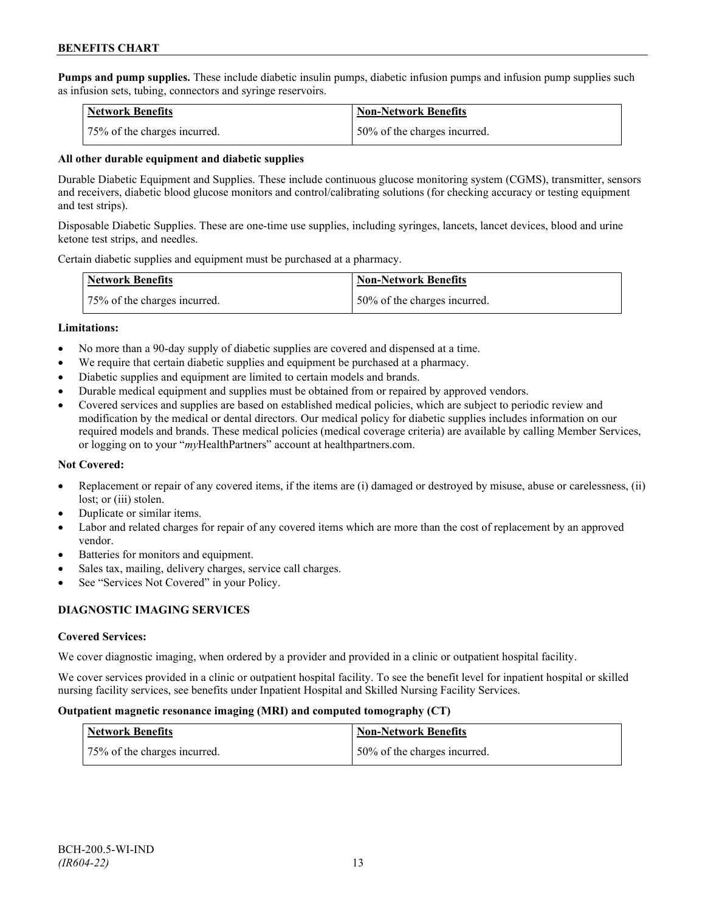**Pumps and pump supplies.** These include diabetic insulin pumps, diabetic infusion pumps and infusion pump supplies such as infusion sets, tubing, connectors and syringe reservoirs.

| Network Benefits | Non-Network Benefits |
| --- | --- |
| 75% of the charges incurred. | 50% of the charges incurred. |

**All other durable equipment and diabetic supplies**

Durable Diabetic Equipment and Supplies. These include continuous glucose monitoring system (CGMS), transmitter, sensors and receivers, diabetic blood glucose monitors and control/calibrating solutions (for checking accuracy or testing equipment and test strips).

Disposable Diabetic Supplies. These are one-time use supplies, including syringes, lancets, lancet devices, blood and urine ketone test strips, and needles.

Certain diabetic supplies and equipment must be purchased at a pharmacy.

| Network Benefits | Non-Network Benefits |
| --- | --- |
| 75% of the charges incurred. | 50% of the charges incurred. |

**Limitations:**

- No more than a 90-day supply of diabetic supplies are covered and dispensed at a time.
- We require that certain diabetic supplies and equipment be purchased at a pharmacy.
- Diabetic supplies and equipment are limited to certain models and brands.
- Durable medical equipment and supplies must be obtained from or repaired by approved vendors.
- Covered services and supplies are based on established medical policies, which are subject to periodic review and modification by the medical or dental directors. Our medical policy for diabetic supplies includes information on our required models and brands. These medical policies (medical coverage criteria) are available by calling Member Services, or logging on to your "*my*HealthPartners" account at healthpartners.com.

**Not Covered:**

- Replacement or repair of any covered items, if the items are (i) damaged or destroyed by misuse, abuse or carelessness, (ii) lost; or (iii) stolen.
- Duplicate or similar items.
- Labor and related charges for repair of any covered items which are more than the cost of replacement by an approved vendor.
- Batteries for monitors and equipment.
- Sales tax, mailing, delivery charges, service call charges.
- See "Services Not Covered" in your Policy.

**DIAGNOSTIC IMAGING SERVICES**

**Covered Services:**

We cover diagnostic imaging, when ordered by a provider and provided in a clinic or outpatient hospital facility.

We cover services provided in a clinic or outpatient hospital facility. To see the benefit level for inpatient hospital or skilled nursing facility services, see benefits under Inpatient Hospital and Skilled Nursing Facility Services.

**Outpatient magnetic resonance imaging (MRI) and computed tomography (CT)**

| Network Benefits | Non-Network Benefits |
| --- | --- |
| 75% of the charges incurred. | 50% of the charges incurred. |

BCH-200.5-WI-IND
*(IR604-22)*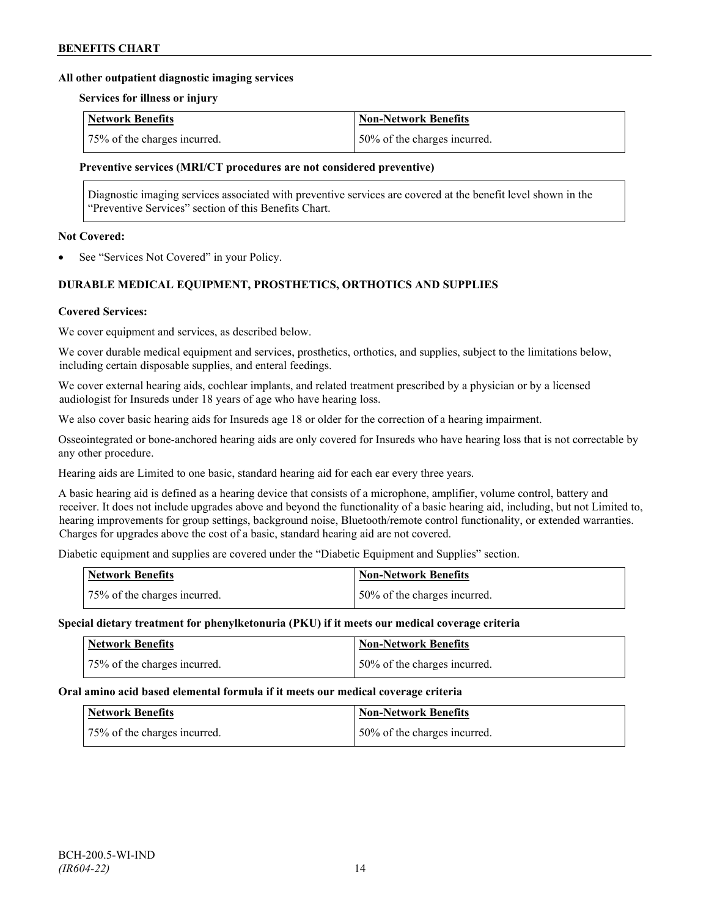**All other outpatient diagnostic imaging services**

**Services for illness or injury**

| Network Benefits | Non-Network Benefits |
|---|---|
| 75% of the charges incurred. | 50% of the charges incurred. |

**Preventive services (MRI/CT procedures are not considered preventive)**

| Diagnostic imaging services associated with preventive services are covered at the benefit level shown in the "Preventive Services" section of this Benefits Chart. |
|---|

**Not Covered:**

- See "Services Not Covered" in your Policy.

## DURABLE MEDICAL EQUIPMENT, PROSTHETICS, ORTHOTICS AND SUPPLIES

**Covered Services:**

We cover equipment and services, as described below.

We cover durable medical equipment and services, prosthetics, orthotics, and supplies, subject to the limitations below, including certain disposable supplies, and enteral feedings.

We cover external hearing aids, cochlear implants, and related treatment prescribed by a physician or by a licensed audiologist for Insureds under 18 years of age who have hearing loss.

We also cover basic hearing aids for Insureds age 18 or older for the correction of a hearing impairment.

Osseointegrated or bone-anchored hearing aids are only covered for Insureds who have hearing loss that is not correctable by any other procedure.

Hearing aids are Limited to one basic, standard hearing aid for each ear every three years.

A basic hearing aid is defined as a hearing device that consists of a microphone, amplifier, volume control, battery and receiver. It does not include upgrades above and beyond the functionality of a basic hearing aid, including, but not Limited to, hearing improvements for group settings, background noise, Bluetooth/remote control functionality, or extended warranties. Charges for upgrades above the cost of a basic, standard hearing aid are not covered.

Diabetic equipment and supplies are covered under the "Diabetic Equipment and Supplies" section.

| Network Benefits | Non-Network Benefits |
|---|---|
| 75% of the charges incurred. | 50% of the charges incurred. |

**Special dietary treatment for phenylketonuria (PKU) if it meets our medical coverage criteria**

| Network Benefits | Non-Network Benefits |
|---|---|
| 75% of the charges incurred. | 50% of the charges incurred. |

**Oral amino acid based elemental formula if it meets our medical coverage criteria**

| Network Benefits | Non-Network Benefits |
|---|---|
| 75% of the charges incurred. | 50% of the charges incurred. |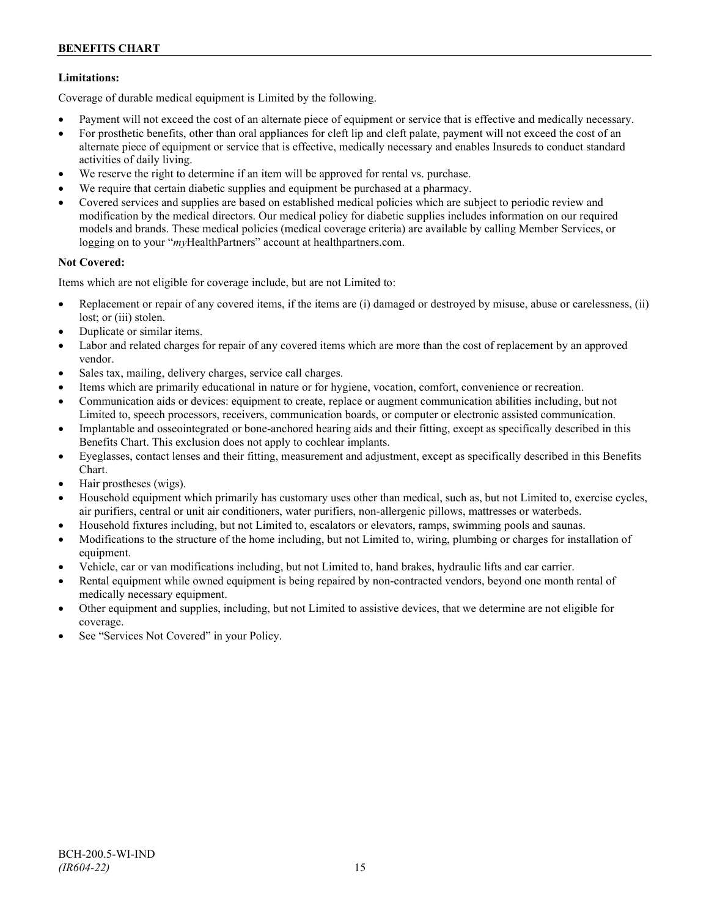**Limitations:**

Coverage of durable medical equipment is Limited by the following.

- Payment will not exceed the cost of an alternate piece of equipment or service that is effective and medically necessary.
- For prosthetic benefits, other than oral appliances for cleft lip and cleft palate, payment will not exceed the cost of an alternate piece of equipment or service that is effective, medically necessary and enables Insureds to conduct standard activities of daily living.
- We reserve the right to determine if an item will be approved for rental vs. purchase.
- We require that certain diabetic supplies and equipment be purchased at a pharmacy.
- Covered services and supplies are based on established medical policies which are subject to periodic review and modification by the medical directors. Our medical policy for diabetic supplies includes information on our required models and brands. These medical policies (medical coverage criteria) are available by calling Member Services, or logging on to your "*my*HealthPartners" account at healthpartners.com.

**Not Covered:**

Items which are not eligible for coverage include, but are not Limited to:

- Replacement or repair of any covered items, if the items are (i) damaged or destroyed by misuse, abuse or carelessness, (ii) lost; or (iii) stolen.
- Duplicate or similar items.
- Labor and related charges for repair of any covered items which are more than the cost of replacement by an approved vendor.
- Sales tax, mailing, delivery charges, service call charges.
- Items which are primarily educational in nature or for hygiene, vocation, comfort, convenience or recreation.
- Communication aids or devices: equipment to create, replace or augment communication abilities including, but not Limited to, speech processors, receivers, communication boards, or computer or electronic assisted communication.
- Implantable and osseointegrated or bone-anchored hearing aids and their fitting, except as specifically described in this Benefits Chart. This exclusion does not apply to cochlear implants.
- Eyeglasses, contact lenses and their fitting, measurement and adjustment, except as specifically described in this Benefits Chart.
- Hair prostheses (wigs).
- Household equipment which primarily has customary uses other than medical, such as, but not Limited to, exercise cycles, air purifiers, central or unit air conditioners, water purifiers, non-allergenic pillows, mattresses or waterbeds.
- Household fixtures including, but not Limited to, escalators or elevators, ramps, swimming pools and saunas.
- Modifications to the structure of the home including, but not Limited to, wiring, plumbing or charges for installation of equipment.
- Vehicle, car or van modifications including, but not Limited to, hand brakes, hydraulic lifts and car carrier.
- Rental equipment while owned equipment is being repaired by non-contracted vendors, beyond one month rental of medically necessary equipment.
- Other equipment and supplies, including, but not Limited to assistive devices, that we determine are not eligible for coverage.
- See "Services Not Covered" in your Policy.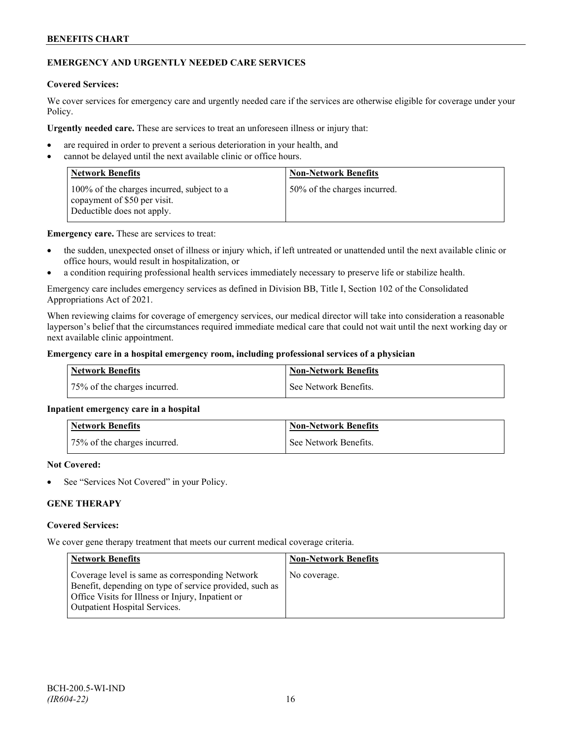## EMERGENCY AND URGENTLY NEEDED CARE SERVICES

**Covered Services:**

We cover services for emergency care and urgently needed care if the services are otherwise eligible for coverage under your Policy.

**Urgently needed care.** These are services to treat an unforeseen illness or injury that:

- are required in order to prevent a serious deterioration in your health, and
- cannot be delayed until the next available clinic or office hours.

| Network Benefits | Non-Network Benefits |
|---|---|
| 100% of the charges incurred, subject to a copayment of $50 per visit. Deductible does not apply. | 50% of the charges incurred. |

**Emergency care.** These are services to treat:

- the sudden, unexpected onset of illness or injury which, if left untreated or unattended until the next available clinic or office hours, would result in hospitalization, or
- a condition requiring professional health services immediately necessary to preserve life or stabilize health.

Emergency care includes emergency services as defined in Division BB, Title I, Section 102 of the Consolidated Appropriations Act of 2021.

When reviewing claims for coverage of emergency services, our medical director will take into consideration a reasonable layperson's belief that the circumstances required immediate medical care that could not wait until the next working day or next available clinic appointment.

**Emergency care in a hospital emergency room, including professional services of a physician**

| Network Benefits | Non-Network Benefits |
|---|---|
| 75% of the charges incurred. | See Network Benefits. |

**Inpatient emergency care in a hospital**

| Network Benefits | Non-Network Benefits |
|---|---|
| 75% of the charges incurred. | See Network Benefits. |

**Not Covered:**

- See "Services Not Covered" in your Policy.

## GENE THERAPY

**Covered Services:**

We cover gene therapy treatment that meets our current medical coverage criteria.

| Network Benefits | Non-Network Benefits |
|---|---|
| Coverage level is same as corresponding Network Benefit, depending on type of service provided, such as Office Visits for Illness or Injury, Inpatient or Outpatient Hospital Services. | No coverage. |

BCH-200.5-WI-IND
*(IR604-22)*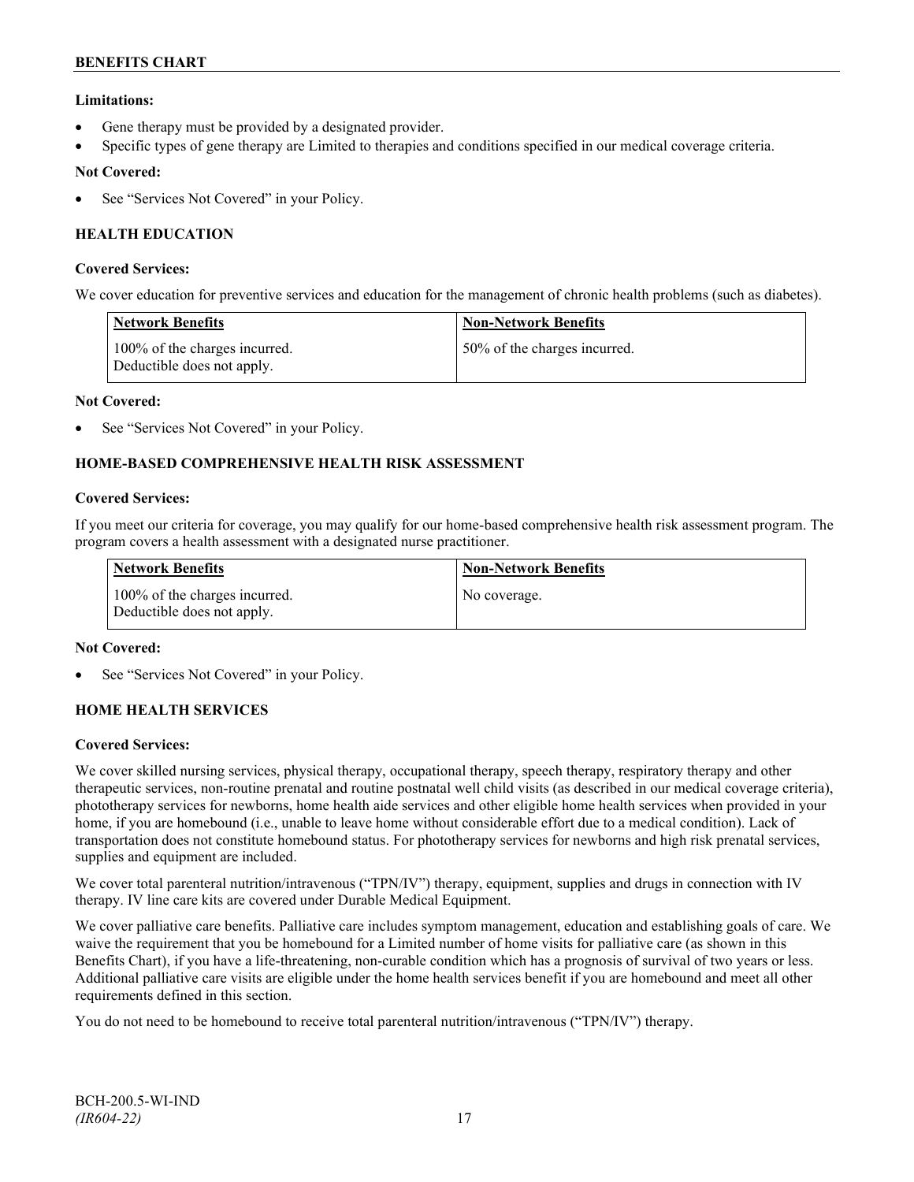**Limitations:**

- Gene therapy must be provided by a designated provider.
- Specific types of gene therapy are Limited to therapies and conditions specified in our medical coverage criteria.

**Not Covered:**

- See "Services Not Covered" in your Policy.

### HEALTH EDUCATION

**Covered Services:**

We cover education for preventive services and education for the management of chronic health problems (such as diabetes).

| Network Benefits | Non-Network Benefits |
| --- | --- |
| 100% of the charges incurred. Deductible does not apply. | 50% of the charges incurred. |

**Not Covered:**

- See "Services Not Covered" in your Policy.

### HOME-BASED COMPREHENSIVE HEALTH RISK ASSESSMENT

**Covered Services:**

If you meet our criteria for coverage, you may qualify for our home-based comprehensive health risk assessment program. The program covers a health assessment with a designated nurse practitioner.

| Network Benefits | Non-Network Benefits |
| --- | --- |
| 100% of the charges incurred. Deductible does not apply. | No coverage. |

**Not Covered:**

- See "Services Not Covered" in your Policy.

### HOME HEALTH SERVICES

**Covered Services:**

We cover skilled nursing services, physical therapy, occupational therapy, speech therapy, respiratory therapy and other therapeutic services, non-routine prenatal and routine postnatal well child visits (as described in our medical coverage criteria), phototherapy services for newborns, home health aide services and other eligible home health services when provided in your home, if you are homebound (i.e., unable to leave home without considerable effort due to a medical condition). Lack of transportation does not constitute homebound status. For phototherapy services for newborns and high risk prenatal services, supplies and equipment are included.

We cover total parenteral nutrition/intravenous ("TPN/IV") therapy, equipment, supplies and drugs in connection with IV therapy. IV line care kits are covered under Durable Medical Equipment.

We cover palliative care benefits. Palliative care includes symptom management, education and establishing goals of care. We waive the requirement that you be homebound for a Limited number of home visits for palliative care (as shown in this Benefits Chart), if you have a life-threatening, non-curable condition which has a prognosis of survival of two years or less. Additional palliative care visits are eligible under the home health services benefit if you are homebound and meet all other requirements defined in this section.

You do not need to be homebound to receive total parenteral nutrition/intravenous ("TPN/IV") therapy.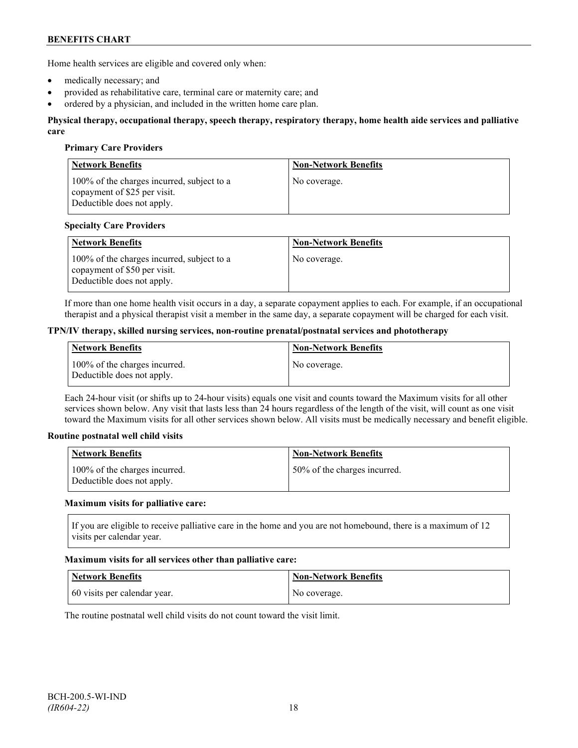Home health services are eligible and covered only when:

- medically necessary; and
- provided as rehabilitative care, terminal care or maternity care; and
- ordered by a physician, and included in the written home care plan.

**Physical therapy, occupational therapy, speech therapy, respiratory therapy, home health aide services and palliative care**

**Primary Care Providers**

| Network Benefits | Non-Network Benefits |
| --- | --- |
| 100% of the charges incurred, subject to a copayment of $25 per visit. Deductible does not apply. | No coverage. |

**Specialty Care Providers**

| Network Benefits | Non-Network Benefits |
| --- | --- |
| 100% of the charges incurred, subject to a copayment of $50 per visit. Deductible does not apply. | No coverage. |

If more than one home health visit occurs in a day, a separate copayment applies to each. For example, if an occupational therapist and a physical therapist visit a member in the same day, a separate copayment will be charged for each visit.

**TPN/IV therapy, skilled nursing services, non-routine prenatal/postnatal services and phototherapy**

| Network Benefits | Non-Network Benefits |
| --- | --- |
| 100% of the charges incurred. Deductible does not apply. | No coverage. |

Each 24-hour visit (or shifts up to 24-hour visits) equals one visit and counts toward the Maximum visits for all other services shown below. Any visit that lasts less than 24 hours regardless of the length of the visit, will count as one visit toward the Maximum visits for all other services shown below. All visits must be medically necessary and benefit eligible.

**Routine postnatal well child visits**

| Network Benefits | Non-Network Benefits |
| --- | --- |
| 100% of the charges incurred. Deductible does not apply. | 50% of the charges incurred. |

**Maximum visits for palliative care:**

If you are eligible to receive palliative care in the home and you are not homebound, there is a maximum of 12 visits per calendar year.

**Maximum visits for all services other than palliative care:**

| Network Benefits | Non-Network Benefits |
| --- | --- |
| 60 visits per calendar year. | No coverage. |

The routine postnatal well child visits do not count toward the visit limit.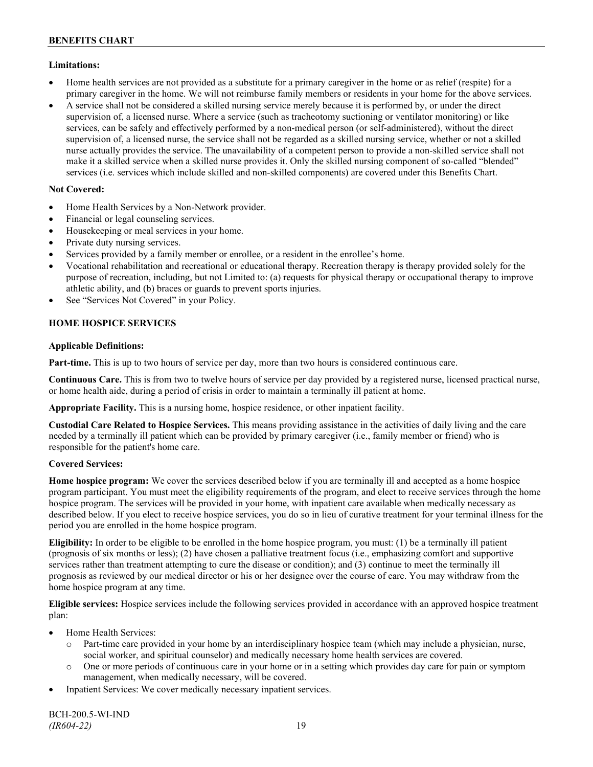**Limitations:**

- Home health services are not provided as a substitute for a primary caregiver in the home or as relief (respite) for a primary caregiver in the home. We will not reimburse family members or residents in your home for the above services.
- A service shall not be considered a skilled nursing service merely because it is performed by, or under the direct supervision of, a licensed nurse. Where a service (such as tracheotomy suctioning or ventilator monitoring) or like services, can be safely and effectively performed by a non-medical person (or self-administered), without the direct supervision of, a licensed nurse, the service shall not be regarded as a skilled nursing service, whether or not a skilled nurse actually provides the service. The unavailability of a competent person to provide a non-skilled service shall not make it a skilled service when a skilled nurse provides it. Only the skilled nursing component of so-called "blended" services (i.e. services which include skilled and non-skilled components) are covered under this Benefits Chart.

**Not Covered:**

- Home Health Services by a Non-Network provider.
- Financial or legal counseling services.
- Housekeeping or meal services in your home.
- Private duty nursing services.
- Services provided by a family member or enrollee, or a resident in the enrollee's home.
- Vocational rehabilitation and recreational or educational therapy. Recreation therapy is therapy provided solely for the purpose of recreation, including, but not Limited to: (a) requests for physical therapy or occupational therapy to improve athletic ability, and (b) braces or guards to prevent sports injuries.
- See "Services Not Covered" in your Policy.

## HOME HOSPICE SERVICES

**Applicable Definitions:**

**Part-time.** This is up to two hours of service per day, more than two hours is considered continuous care.

**Continuous Care.** This is from two to twelve hours of service per day provided by a registered nurse, licensed practical nurse, or home health aide, during a period of crisis in order to maintain a terminally ill patient at home.

**Appropriate Facility.** This is a nursing home, hospice residence, or other inpatient facility.

**Custodial Care Related to Hospice Services.** This means providing assistance in the activities of daily living and the care needed by a terminally ill patient which can be provided by primary caregiver (i.e., family member or friend) who is responsible for the patient's home care.

**Covered Services:**

**Home hospice program:** We cover the services described below if you are terminally ill and accepted as a home hospice program participant. You must meet the eligibility requirements of the program, and elect to receive services through the home hospice program. The services will be provided in your home, with inpatient care available when medically necessary as described below. If you elect to receive hospice services, you do so in lieu of curative treatment for your terminal illness for the period you are enrolled in the home hospice program.

**Eligibility:** In order to be eligible to be enrolled in the home hospice program, you must: (1) be a terminally ill patient (prognosis of six months or less); (2) have chosen a palliative treatment focus (i.e., emphasizing comfort and supportive services rather than treatment attempting to cure the disease or condition); and (3) continue to meet the terminally ill prognosis as reviewed by our medical director or his or her designee over the course of care. You may withdraw from the home hospice program at any time.

**Eligible services:** Hospice services include the following services provided in accordance with an approved hospice treatment plan:

- Home Health Services:
  - Part-time care provided in your home by an interdisciplinary hospice team (which may include a physician, nurse, social worker, and spiritual counselor) and medically necessary home health services are covered.
  - One or more periods of continuous care in your home or in a setting which provides day care for pain or symptom management, when medically necessary, will be covered.
- Inpatient Services: We cover medically necessary inpatient services.

BCH-200.5-WI-IND
*(IR604-22)*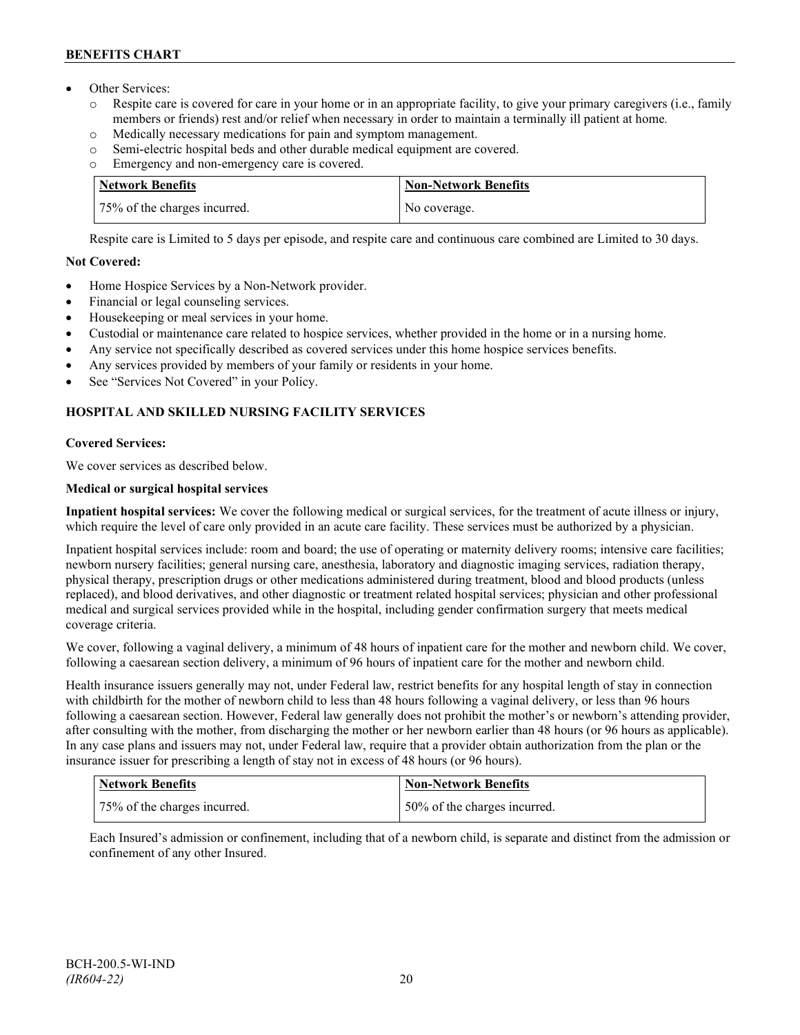- Other Services:
  - Respite care is covered for care in your home or in an appropriate facility, to give your primary caregivers (i.e., family members or friends) rest and/or relief when necessary in order to maintain a terminally ill patient at home.
  - Medically necessary medications for pain and symptom management.
  - Semi-electric hospital beds and other durable medical equipment are covered.
  - Emergency and non-emergency care is covered.

| Network Benefits | Non-Network Benefits |
|---|---|
| 75% of the charges incurred. | No coverage. |

Respite care is Limited to 5 days per episode, and respite care and continuous care combined are Limited to 30 days.

**Not Covered:**

- Home Hospice Services by a Non-Network provider.
- Financial or legal counseling services.
- Housekeeping or meal services in your home.
- Custodial or maintenance care related to hospice services, whether provided in the home or in a nursing home.
- Any service not specifically described as covered services under this home hospice services benefits.
- Any services provided by members of your family or residents in your home.
- See "Services Not Covered" in your Policy.

## HOSPITAL AND SKILLED NURSING FACILITY SERVICES

**Covered Services:**

We cover services as described below.

**Medical or surgical hospital services**

**Inpatient hospital services:** We cover the following medical or surgical services, for the treatment of acute illness or injury, which require the level of care only provided in an acute care facility. These services must be authorized by a physician.

Inpatient hospital services include: room and board; the use of operating or maternity delivery rooms; intensive care facilities; newborn nursery facilities; general nursing care, anesthesia, laboratory and diagnostic imaging services, radiation therapy, physical therapy, prescription drugs or other medications administered during treatment, blood and blood products (unless replaced), and blood derivatives, and other diagnostic or treatment related hospital services; physician and other professional medical and surgical services provided while in the hospital, including gender confirmation surgery that meets medical coverage criteria.

We cover, following a vaginal delivery, a minimum of 48 hours of inpatient care for the mother and newborn child. We cover, following a caesarean section delivery, a minimum of 96 hours of inpatient care for the mother and newborn child.

Health insurance issuers generally may not, under Federal law, restrict benefits for any hospital length of stay in connection with childbirth for the mother of newborn child to less than 48 hours following a vaginal delivery, or less than 96 hours following a caesarean section. However, Federal law generally does not prohibit the mother's or newborn's attending provider, after consulting with the mother, from discharging the mother or her newborn earlier than 48 hours (or 96 hours as applicable). In any case plans and issuers may not, under Federal law, require that a provider obtain authorization from the plan or the insurance issuer for prescribing a length of stay not in excess of 48 hours (or 96 hours).

| Network Benefits | Non-Network Benefits |
|---|---|
| 75% of the charges incurred. | 50% of the charges incurred. |

Each Insured's admission or confinement, including that of a newborn child, is separate and distinct from the admission or confinement of any other Insured.

BCH-200.5-WI-IND
*(IR604-22)*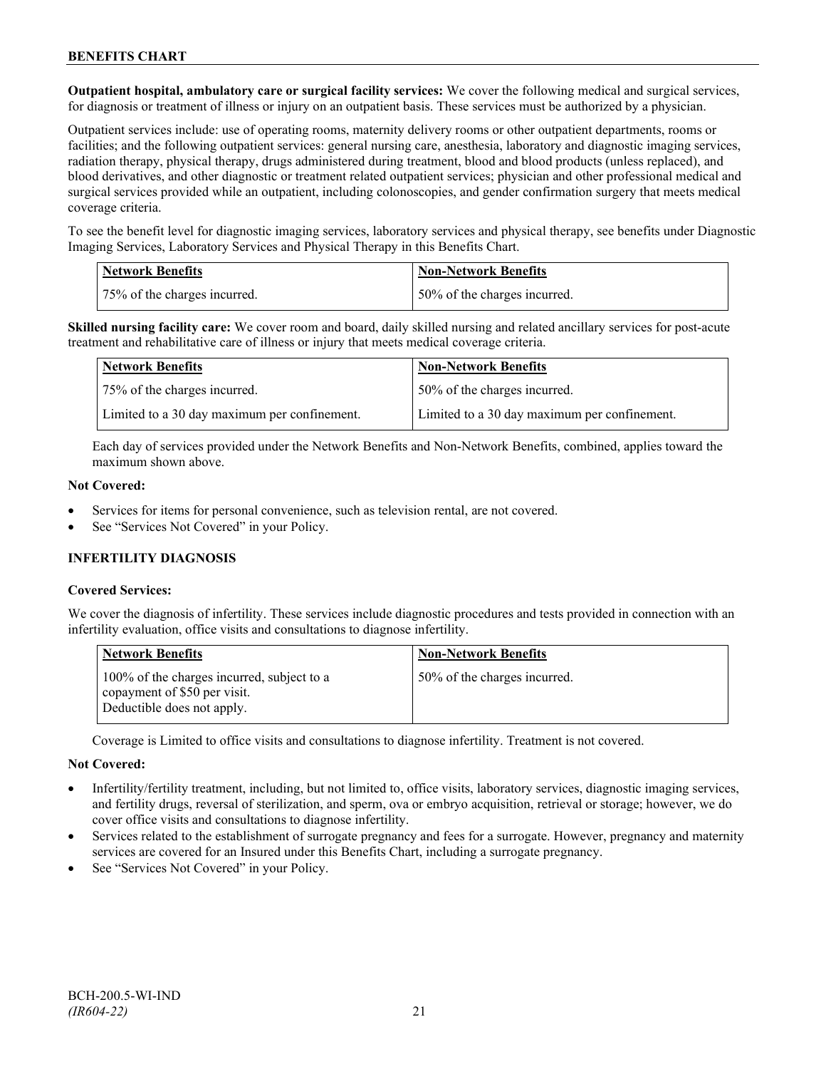**Outpatient hospital, ambulatory care or surgical facility services:** We cover the following medical and surgical services, for diagnosis or treatment of illness or injury on an outpatient basis. These services must be authorized by a physician.

Outpatient services include: use of operating rooms, maternity delivery rooms or other outpatient departments, rooms or facilities; and the following outpatient services: general nursing care, anesthesia, laboratory and diagnostic imaging services, radiation therapy, physical therapy, drugs administered during treatment, blood and blood products (unless replaced), and blood derivatives, and other diagnostic or treatment related outpatient services; physician and other professional medical and surgical services provided while an outpatient, including colonoscopies, and gender confirmation surgery that meets medical coverage criteria.

To see the benefit level for diagnostic imaging services, laboratory services and physical therapy, see benefits under Diagnostic Imaging Services, Laboratory Services and Physical Therapy in this Benefits Chart.

| Network Benefits | Non-Network Benefits |
|---|---|
| 75% of the charges incurred. | 50% of the charges incurred. |

**Skilled nursing facility care:** We cover room and board, daily skilled nursing and related ancillary services for post-acute treatment and rehabilitative care of illness or injury that meets medical coverage criteria.

| Network Benefits | Non-Network Benefits |
|---|---|
| 75% of the charges incurred. | 50% of the charges incurred. |
| Limited to a 30 day maximum per confinement. | Limited to a 30 day maximum per confinement. |

Each day of services provided under the Network Benefits and Non-Network Benefits, combined, applies toward the maximum shown above.

**Not Covered:**

- Services for items for personal convenience, such as television rental, are not covered.
- See "Services Not Covered" in your Policy.

## INFERTILITY DIAGNOSIS

**Covered Services:**

We cover the diagnosis of infertility. These services include diagnostic procedures and tests provided in connection with an infertility evaluation, office visits and consultations to diagnose infertility.

| Network Benefits | Non-Network Benefits |
|---|---|
| 100% of the charges incurred, subject to a copayment of $50 per visit. Deductible does not apply. | 50% of the charges incurred. |

Coverage is Limited to office visits and consultations to diagnose infertility. Treatment is not covered.

**Not Covered:**

- Infertility/fertility treatment, including, but not limited to, office visits, laboratory services, diagnostic imaging services, and fertility drugs, reversal of sterilization, and sperm, ova or embryo acquisition, retrieval or storage; however, we do cover office visits and consultations to diagnose infertility.
- Services related to the establishment of surrogate pregnancy and fees for a surrogate. However, pregnancy and maternity services are covered for an Insured under this Benefits Chart, including a surrogate pregnancy.
- See "Services Not Covered" in your Policy.

BCH-200.5-WI-IND
*(IR604-22)*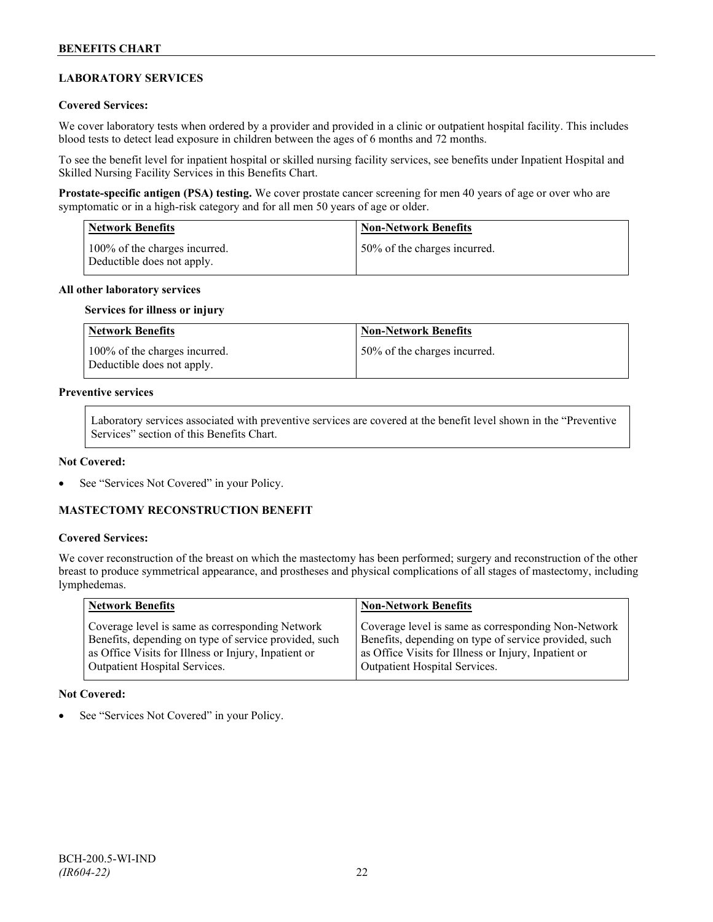## LABORATORY SERVICES

**Covered Services:**

We cover laboratory tests when ordered by a provider and provided in a clinic or outpatient hospital facility. This includes blood tests to detect lead exposure in children between the ages of 6 months and 72 months.

To see the benefit level for inpatient hospital or skilled nursing facility services, see benefits under Inpatient Hospital and Skilled Nursing Facility Services in this Benefits Chart.

**Prostate-specific antigen (PSA) testing.** We cover prostate cancer screening for men 40 years of age or over who are symptomatic or in a high-risk category and for all men 50 years of age or older.

| Network Benefits | Non-Network Benefits |
|---|---|
| 100% of the charges incurred. Deductible does not apply. | 50% of the charges incurred. |

**All other laboratory services**

**Services for illness or injury**

| Network Benefits | Non-Network Benefits |
|---|---|
| 100% of the charges incurred. Deductible does not apply. | 50% of the charges incurred. |

**Preventive services**

Laboratory services associated with preventive services are covered at the benefit level shown in the "Preventive Services" section of this Benefits Chart.

**Not Covered:**

- See "Services Not Covered" in your Policy.

## MASTECTOMY RECONSTRUCTION BENEFIT

**Covered Services:**

We cover reconstruction of the breast on which the mastectomy has been performed; surgery and reconstruction of the other breast to produce symmetrical appearance, and prostheses and physical complications of all stages of mastectomy, including lymphedemas.

| Network Benefits | Non-Network Benefits |
|---|---|
| Coverage level is same as corresponding Network Benefits, depending on type of service provided, such as Office Visits for Illness or Injury, Inpatient or Outpatient Hospital Services. | Coverage level is same as corresponding Non-Network Benefits, depending on type of service provided, such as Office Visits for Illness or Injury, Inpatient or Outpatient Hospital Services. |

**Not Covered:**

- See "Services Not Covered" in your Policy.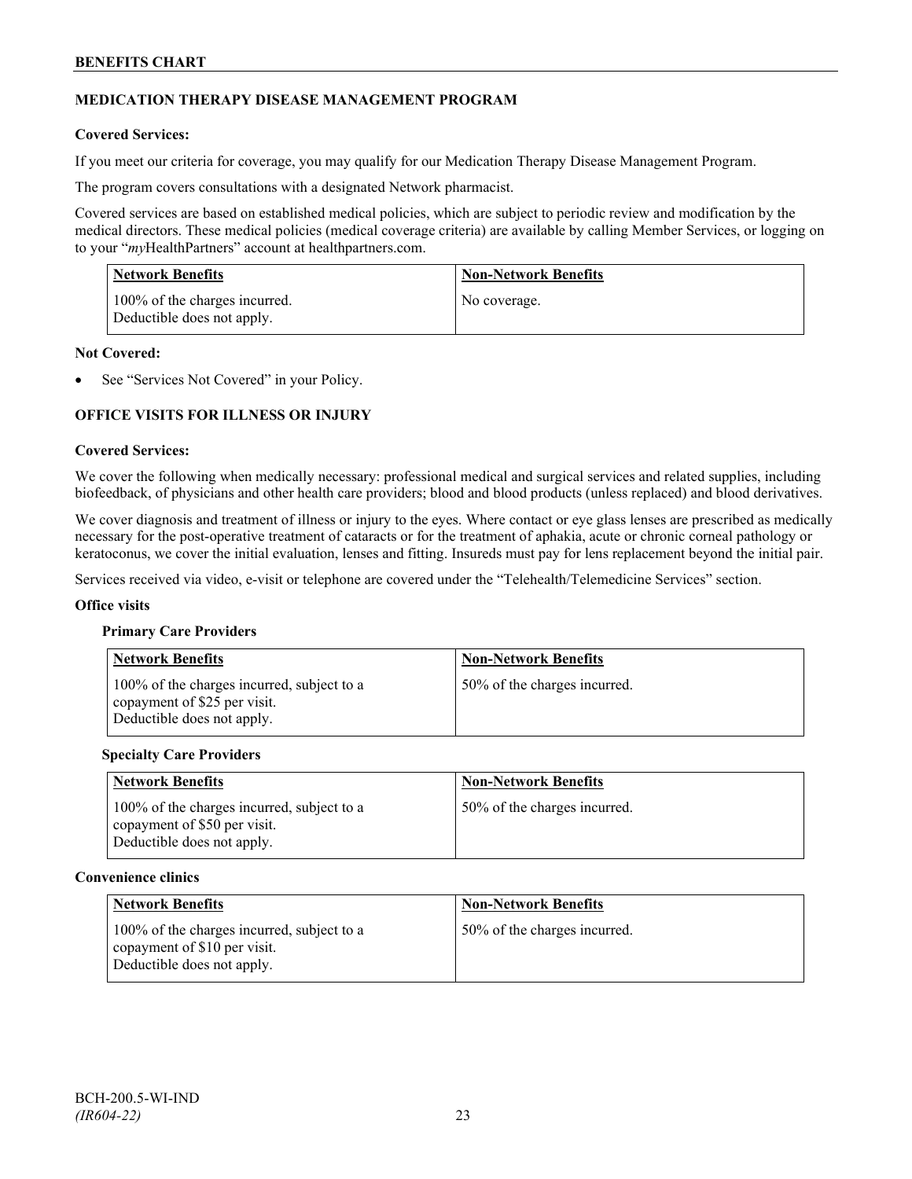## MEDICATION THERAPY DISEASE MANAGEMENT PROGRAM

**Covered Services:**

If you meet our criteria for coverage, you may qualify for our Medication Therapy Disease Management Program.

The program covers consultations with a designated Network pharmacist.

Covered services are based on established medical policies, which are subject to periodic review and modification by the medical directors. These medical policies (medical coverage criteria) are available by calling Member Services, or logging on to your "*my*HealthPartners" account at healthpartners.com.

| Network Benefits | Non-Network Benefits |
| --- | --- |
| 100% of the charges incurred. Deductible does not apply. | No coverage. |

**Not Covered:**

- See "Services Not Covered" in your Policy.

## OFFICE VISITS FOR ILLNESS OR INJURY

**Covered Services:**

We cover the following when medically necessary: professional medical and surgical services and related supplies, including biofeedback, of physicians and other health care providers; blood and blood products (unless replaced) and blood derivatives.

We cover diagnosis and treatment of illness or injury to the eyes. Where contact or eye glass lenses are prescribed as medically necessary for the post-operative treatment of cataracts or for the treatment of aphakia, acute or chronic corneal pathology or keratoconus, we cover the initial evaluation, lenses and fitting. Insureds must pay for lens replacement beyond the initial pair.

Services received via video, e-visit or telephone are covered under the "Telehealth/Telemedicine Services" section.

**Office visits**

**Primary Care Providers**

| Network Benefits | Non-Network Benefits |
| --- | --- |
| 100% of the charges incurred, subject to a copayment of $25 per visit. Deductible does not apply. | 50% of the charges incurred. |

**Specialty Care Providers**

| Network Benefits | Non-Network Benefits |
| --- | --- |
| 100% of the charges incurred, subject to a copayment of $50 per visit. Deductible does not apply. | 50% of the charges incurred. |

**Convenience clinics**

| Network Benefits | Non-Network Benefits |
| --- | --- |
| 100% of the charges incurred, subject to a copayment of $10 per visit. Deductible does not apply. | 50% of the charges incurred. |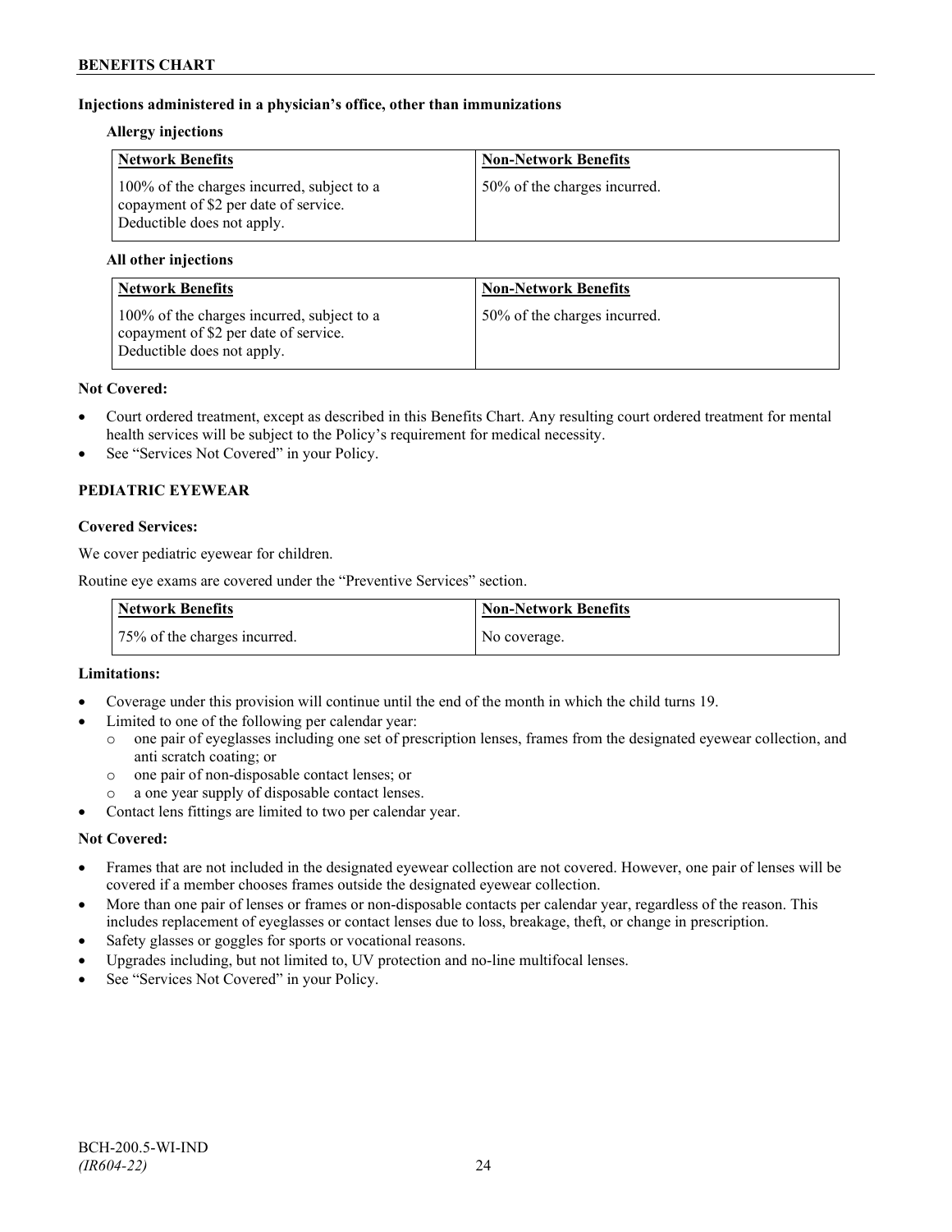**Injections administered in a physician's office, other than immunizations**

**Allergy injections**

| Network Benefits | Non-Network Benefits |
| --- | --- |
| 100% of the charges incurred, subject to a copayment of $2 per date of service. Deductible does not apply. | 50% of the charges incurred. |

**All other injections**

| Network Benefits | Non-Network Benefits |
| --- | --- |
| 100% of the charges incurred, subject to a copayment of $2 per date of service. Deductible does not apply. | 50% of the charges incurred. |

**Not Covered:**

- Court ordered treatment, except as described in this Benefits Chart. Any resulting court ordered treatment for mental health services will be subject to the Policy's requirement for medical necessity.
- See "Services Not Covered" in your Policy.

## PEDIATRIC EYEWEAR

**Covered Services:**

We cover pediatric eyewear for children.

Routine eye exams are covered under the "Preventive Services" section.

| Network Benefits | Non-Network Benefits |
| --- | --- |
| 75% of the charges incurred. | No coverage. |

**Limitations:**

- Coverage under this provision will continue until the end of the month in which the child turns 19.
- Limited to one of the following per calendar year:
  - one pair of eyeglasses including one set of prescription lenses, frames from the designated eyewear collection, and anti scratch coating; or
  - one pair of non-disposable contact lenses; or
  - a one year supply of disposable contact lenses.
- Contact lens fittings are limited to two per calendar year.

**Not Covered:**

- Frames that are not included in the designated eyewear collection are not covered. However, one pair of lenses will be covered if a member chooses frames outside the designated eyewear collection.
- More than one pair of lenses or frames or non-disposable contacts per calendar year, regardless of the reason. This includes replacement of eyeglasses or contact lenses due to loss, breakage, theft, or change in prescription.
- Safety glasses or goggles for sports or vocational reasons.
- Upgrades including, but not limited to, UV protection and no-line multifocal lenses.
- See "Services Not Covered" in your Policy.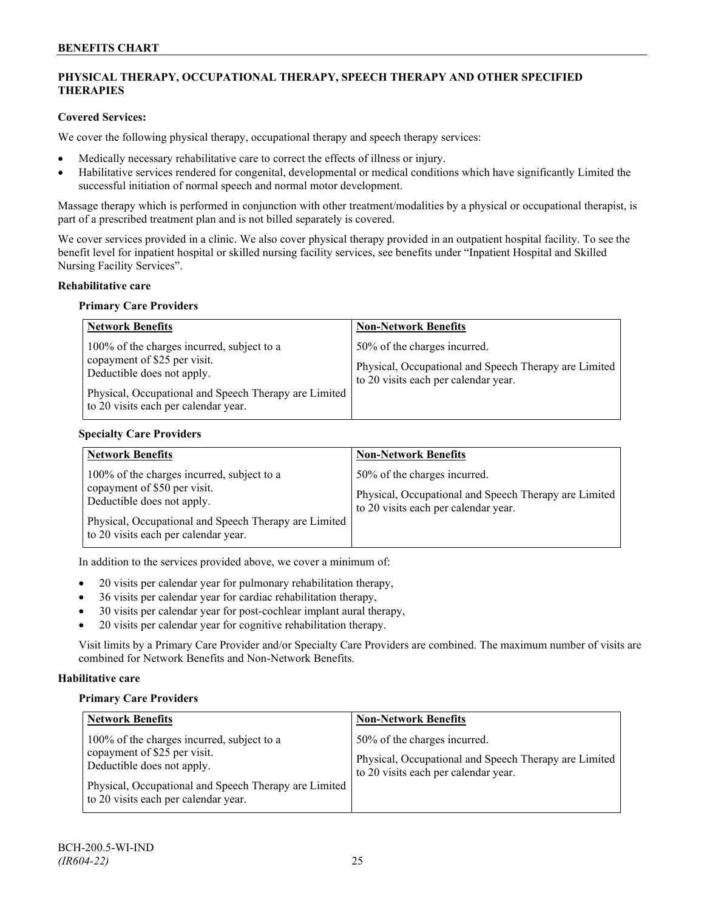## PHYSICAL THERAPY, OCCUPATIONAL THERAPY, SPEECH THERAPY AND OTHER SPECIFIED THERAPIES

**Covered Services:**

We cover the following physical therapy, occupational therapy and speech therapy services:

- Medically necessary rehabilitative care to correct the effects of illness or injury.
- Habilitative services rendered for congenital, developmental or medical conditions which have significantly Limited the successful initiation of normal speech and normal motor development.

Massage therapy which is performed in conjunction with other treatment/modalities by a physical or occupational therapist, is part of a prescribed treatment plan and is not billed separately is covered.

We cover services provided in a clinic. We also cover physical therapy provided in an outpatient hospital facility. To see the benefit level for inpatient hospital or skilled nursing facility services, see benefits under "Inpatient Hospital and Skilled Nursing Facility Services".

**Rehabilitative care**

**Primary Care Providers**

| Network Benefits | Non-Network Benefits |
|---|---|
| 100% of the charges incurred, subject to a copayment of $25 per visit. Deductible does not apply.<br><br>Physical, Occupational and Speech Therapy are Limited to 20 visits each per calendar year. | 50% of the charges incurred.<br><br>Physical, Occupational and Speech Therapy are Limited to 20 visits each per calendar year. |

**Specialty Care Providers**

| Network Benefits | Non-Network Benefits |
|---|---|
| 100% of the charges incurred, subject to a copayment of $50 per visit. Deductible does not apply.<br><br>Physical, Occupational and Speech Therapy are Limited to 20 visits each per calendar year. | 50% of the charges incurred.<br><br>Physical, Occupational and Speech Therapy are Limited to 20 visits each per calendar year. |

In addition to the services provided above, we cover a minimum of:

- 20 visits per calendar year for pulmonary rehabilitation therapy,
- 36 visits per calendar year for cardiac rehabilitation therapy,
- 30 visits per calendar year for post-cochlear implant aural therapy,
- 20 visits per calendar year for cognitive rehabilitation therapy.

Visit limits by a Primary Care Provider and/or Specialty Care Providers are combined. The maximum number of visits are combined for Network Benefits and Non-Network Benefits.

**Habilitative care**

**Primary Care Providers**

| Network Benefits | Non-Network Benefits |
|---|---|
| 100% of the charges incurred, subject to a copayment of $25 per visit. Deductible does not apply.<br><br>Physical, Occupational and Speech Therapy are Limited to 20 visits each per calendar year. | 50% of the charges incurred.<br><br>Physical, Occupational and Speech Therapy are Limited to 20 visits each per calendar year. |

BCH-200.5-WI-IND
*(IR604-22)*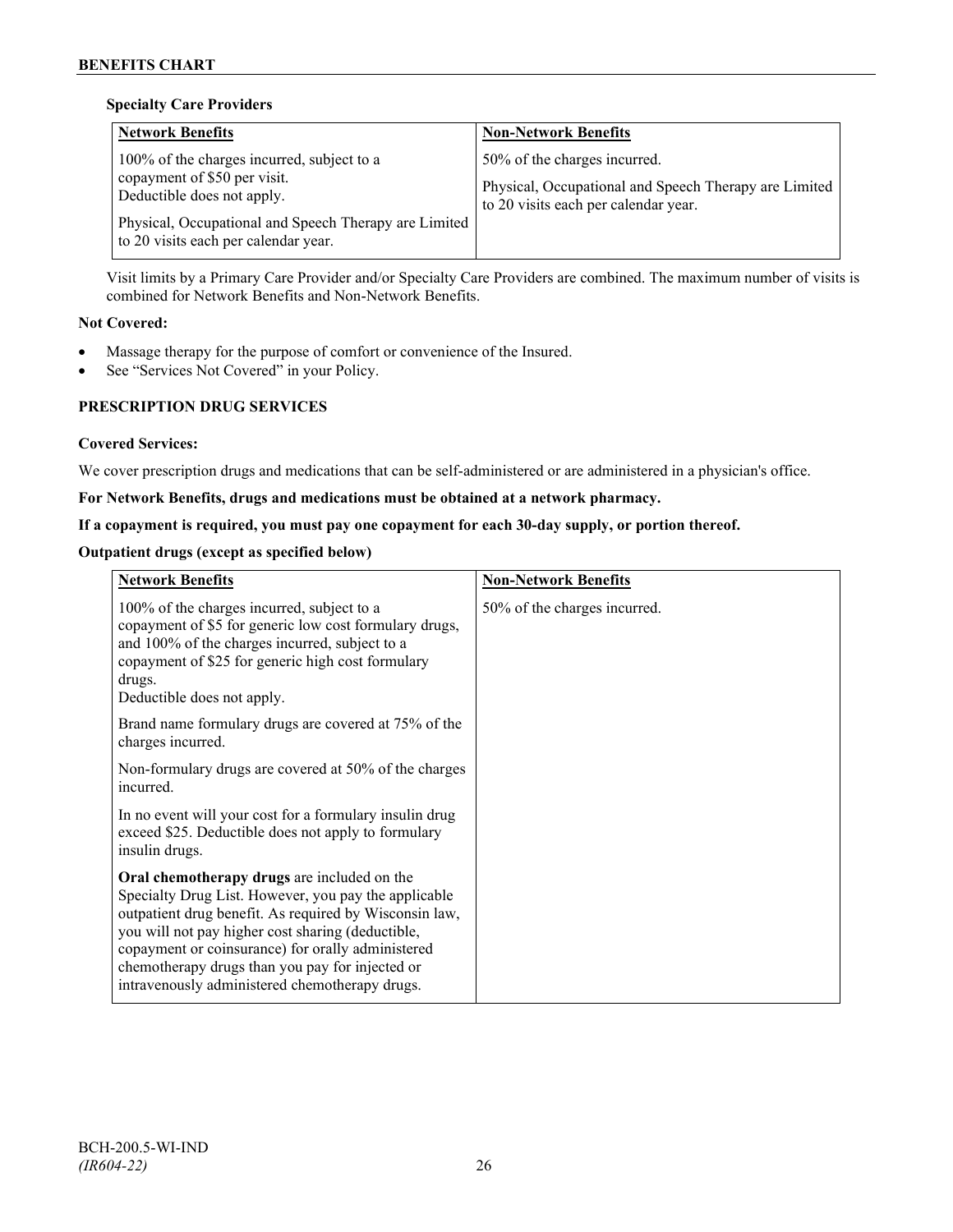### Specialty Care Providers

| Network Benefits | Non-Network Benefits |
|---|---|
| 100% of the charges incurred, subject to a copayment of $50 per visit. Deductible does not apply.<br><br>Physical, Occupational and Speech Therapy are Limited to 20 visits each per calendar year. | 50% of the charges incurred.<br><br>Physical, Occupational and Speech Therapy are Limited to 20 visits each per calendar year. |

Visit limits by a Primary Care Provider and/or Specialty Care Providers are combined. The maximum number of visits is combined for Network Benefits and Non-Network Benefits.

**Not Covered:**

- Massage therapy for the purpose of comfort or convenience of the Insured.
- See "Services Not Covered" in your Policy.

## PRESCRIPTION DRUG SERVICES

**Covered Services:**

We cover prescription drugs and medications that can be self-administered or are administered in a physician's office.

**For Network Benefits, drugs and medications must be obtained at a network pharmacy.**

**If a copayment is required, you must pay one copayment for each 30-day supply, or portion thereof.**

**Outpatient drugs (except as specified below)**

| Network Benefits | Non-Network Benefits |
|---|---|
| 100% of the charges incurred, subject to a copayment of $5 for generic low cost formulary drugs, and 100% of the charges incurred, subject to a copayment of $25 for generic high cost formulary drugs.<br>Deductible does not apply.<br><br>Brand name formulary drugs are covered at 75% of the charges incurred.<br><br>Non-formulary drugs are covered at 50% of the charges incurred.<br><br>In no event will your cost for a formulary insulin drug exceed $25. Deductible does not apply to formulary insulin drugs.<br><br>**Oral chemotherapy drugs** are included on the Specialty Drug List. However, you pay the applicable outpatient drug benefit. As required by Wisconsin law, you will not pay higher cost sharing (deductible, copayment or coinsurance) for orally administered chemotherapy drugs than you pay for injected or intravenously administered chemotherapy drugs. | 50% of the charges incurred. |

BCH-200.5-WI-IND
*(IR604-22)*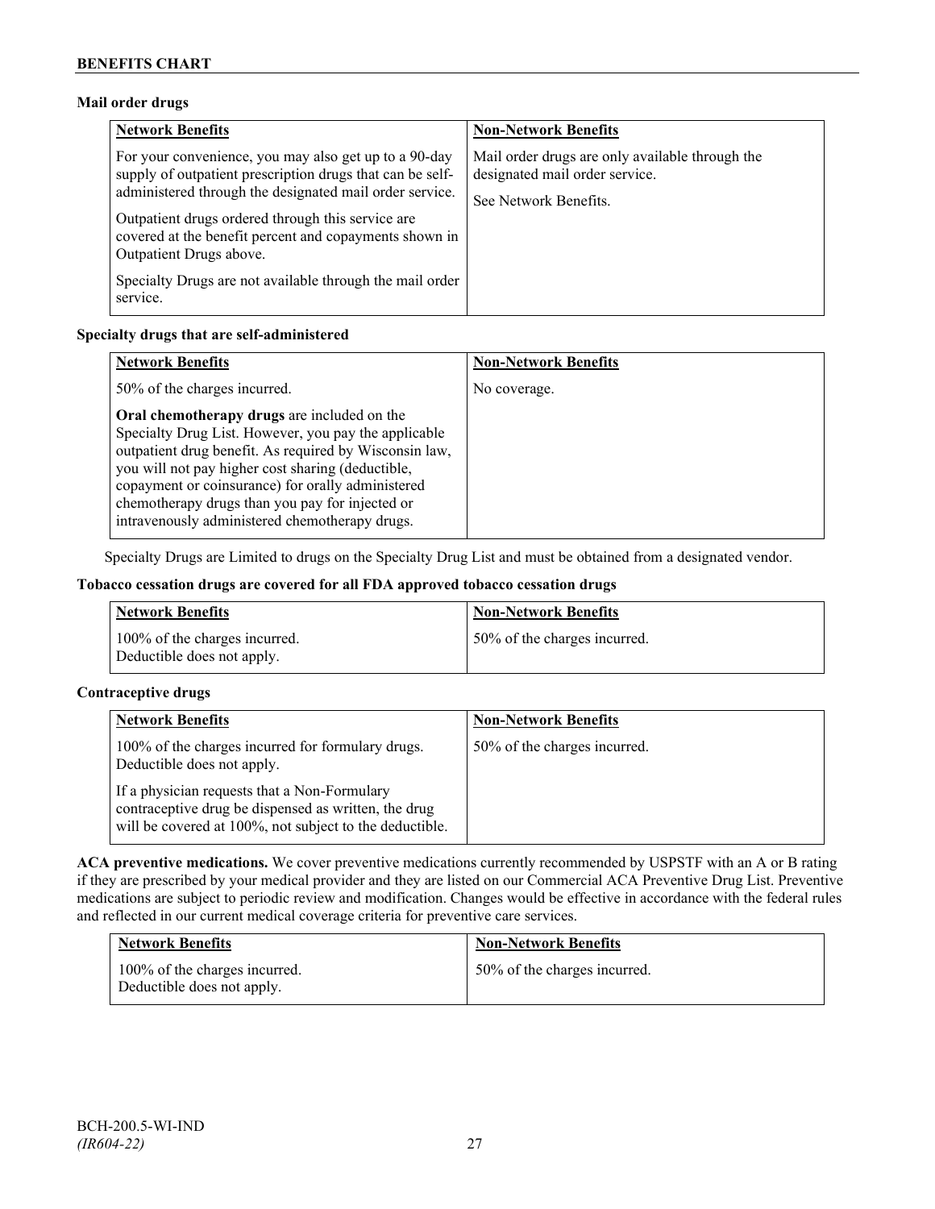**Mail order drugs**

| Network Benefits | Non-Network Benefits |
|---|---|
| For your convenience, you may also get up to a 90-day supply of outpatient prescription drugs that can be self-administered through the designated mail order service.<br><br>Outpatient drugs ordered through this service are covered at the benefit percent and copayments shown in Outpatient Drugs above.<br><br>Specialty Drugs are not available through the mail order service. | Mail order drugs are only available through the designated mail order service.<br><br>See Network Benefits. |

**Specialty drugs that are self-administered**

| Network Benefits | Non-Network Benefits |
|---|---|
| 50% of the charges incurred.<br><br>**Oral chemotherapy drugs** are included on the Specialty Drug List. However, you pay the applicable outpatient drug benefit. As required by Wisconsin law, you will not pay higher cost sharing (deductible, copayment or coinsurance) for orally administered chemotherapy drugs than you pay for injected or intravenously administered chemotherapy drugs. | No coverage. |

Specialty Drugs are Limited to drugs on the Specialty Drug List and must be obtained from a designated vendor.

**Tobacco cessation drugs are covered for all FDA approved tobacco cessation drugs**

| Network Benefits | Non-Network Benefits |
|---|---|
| 100% of the charges incurred.<br>Deductible does not apply. | 50% of the charges incurred. |

**Contraceptive drugs**

| Network Benefits | Non-Network Benefits |
|---|---|
| 100% of the charges incurred for formulary drugs. Deductible does not apply.<br><br>If a physician requests that a Non-Formulary contraceptive drug be dispensed as written, the drug will be covered at 100%, not subject to the deductible. | 50% of the charges incurred. |

**ACA preventive medications.** We cover preventive medications currently recommended by USPSTF with an A or B rating if they are prescribed by your medical provider and they are listed on our Commercial ACA Preventive Drug List. Preventive medications are subject to periodic review and modification. Changes would be effective in accordance with the federal rules and reflected in our current medical coverage criteria for preventive care services.

| Network Benefits | Non-Network Benefits |
|---|---|
| 100% of the charges incurred.<br>Deductible does not apply. | 50% of the charges incurred. |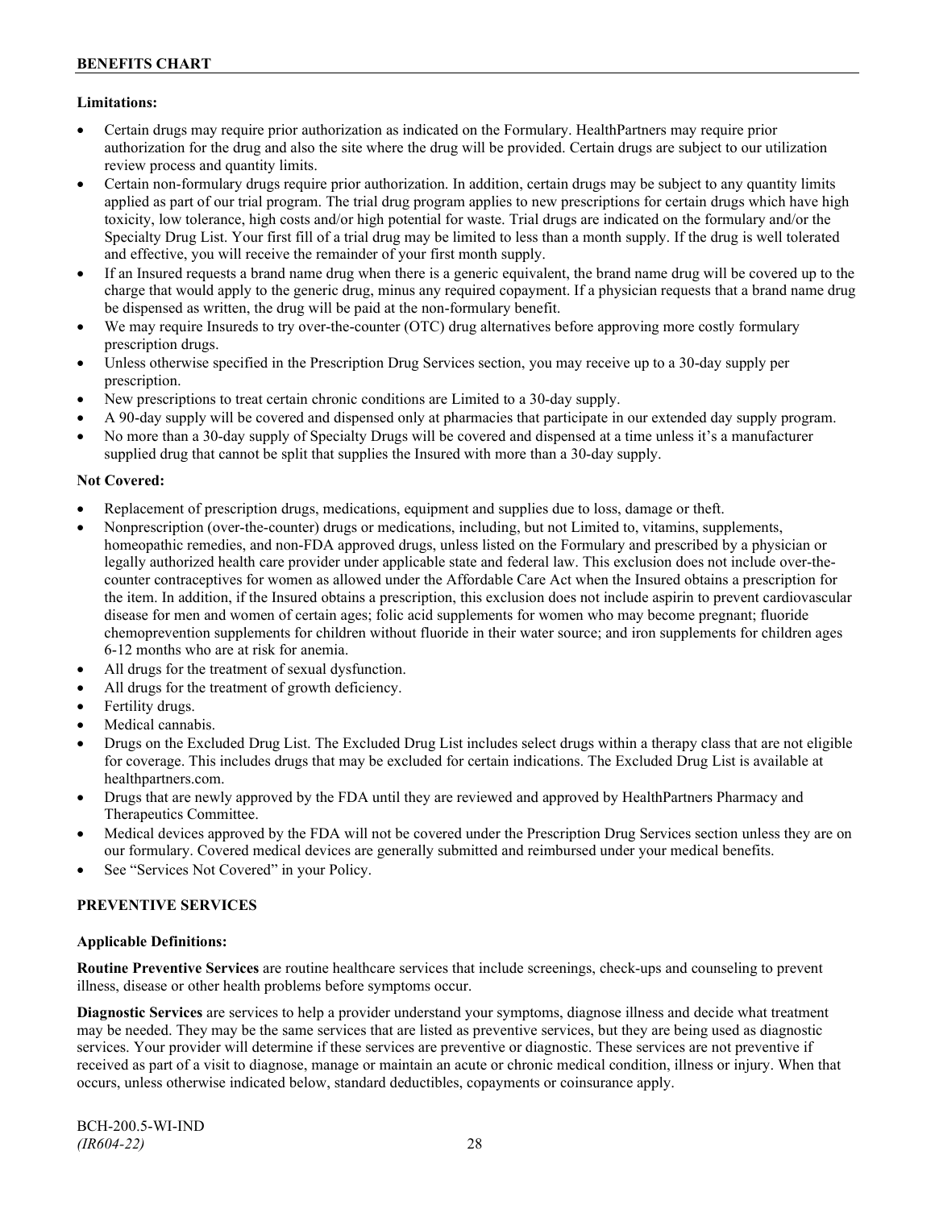**Limitations:**

- Certain drugs may require prior authorization as indicated on the Formulary. HealthPartners may require prior authorization for the drug and also the site where the drug will be provided. Certain drugs are subject to our utilization review process and quantity limits.
- Certain non-formulary drugs require prior authorization. In addition, certain drugs may be subject to any quantity limits applied as part of our trial program. The trial drug program applies to new prescriptions for certain drugs which have high toxicity, low tolerance, high costs and/or high potential for waste. Trial drugs are indicated on the formulary and/or the Specialty Drug List. Your first fill of a trial drug may be limited to less than a month supply. If the drug is well tolerated and effective, you will receive the remainder of your first month supply.
- If an Insured requests a brand name drug when there is a generic equivalent, the brand name drug will be covered up to the charge that would apply to the generic drug, minus any required copayment. If a physician requests that a brand name drug be dispensed as written, the drug will be paid at the non-formulary benefit.
- We may require Insureds to try over-the-counter (OTC) drug alternatives before approving more costly formulary prescription drugs.
- Unless otherwise specified in the Prescription Drug Services section, you may receive up to a 30-day supply per prescription.
- New prescriptions to treat certain chronic conditions are Limited to a 30-day supply.
- A 90-day supply will be covered and dispensed only at pharmacies that participate in our extended day supply program.
- No more than a 30-day supply of Specialty Drugs will be covered and dispensed at a time unless it's a manufacturer supplied drug that cannot be split that supplies the Insured with more than a 30-day supply.

**Not Covered:**

- Replacement of prescription drugs, medications, equipment and supplies due to loss, damage or theft.
- Nonprescription (over-the-counter) drugs or medications, including, but not Limited to, vitamins, supplements, homeopathic remedies, and non-FDA approved drugs, unless listed on the Formulary and prescribed by a physician or legally authorized health care provider under applicable state and federal law. This exclusion does not include over-the-counter contraceptives for women as allowed under the Affordable Care Act when the Insured obtains a prescription for the item. In addition, if the Insured obtains a prescription, this exclusion does not include aspirin to prevent cardiovascular disease for men and women of certain ages; folic acid supplements for women who may become pregnant; fluoride chemoprevention supplements for children without fluoride in their water source; and iron supplements for children ages 6-12 months who are at risk for anemia.
- All drugs for the treatment of sexual dysfunction.
- All drugs for the treatment of growth deficiency.
- Fertility drugs.
- Medical cannabis.
- Drugs on the Excluded Drug List. The Excluded Drug List includes select drugs within a therapy class that are not eligible for coverage. This includes drugs that may be excluded for certain indications. The Excluded Drug List is available at healthpartners.com.
- Drugs that are newly approved by the FDA until they are reviewed and approved by HealthPartners Pharmacy and Therapeutics Committee.
- Medical devices approved by the FDA will not be covered under the Prescription Drug Services section unless they are on our formulary. Covered medical devices are generally submitted and reimbursed under your medical benefits.
- See "Services Not Covered" in your Policy.

## PREVENTIVE SERVICES

**Applicable Definitions:**

**Routine Preventive Services** are routine healthcare services that include screenings, check-ups and counseling to prevent illness, disease or other health problems before symptoms occur.

**Diagnostic Services** are services to help a provider understand your symptoms, diagnose illness and decide what treatment may be needed. They may be the same services that are listed as preventive services, but they are being used as diagnostic services. Your provider will determine if these services are preventive or diagnostic. These services are not preventive if received as part of a visit to diagnose, manage or maintain an acute or chronic medical condition, illness or injury. When that occurs, unless otherwise indicated below, standard deductibles, copayments or coinsurance apply.

BCH-200.5-WI-IND
*(IR604-22)*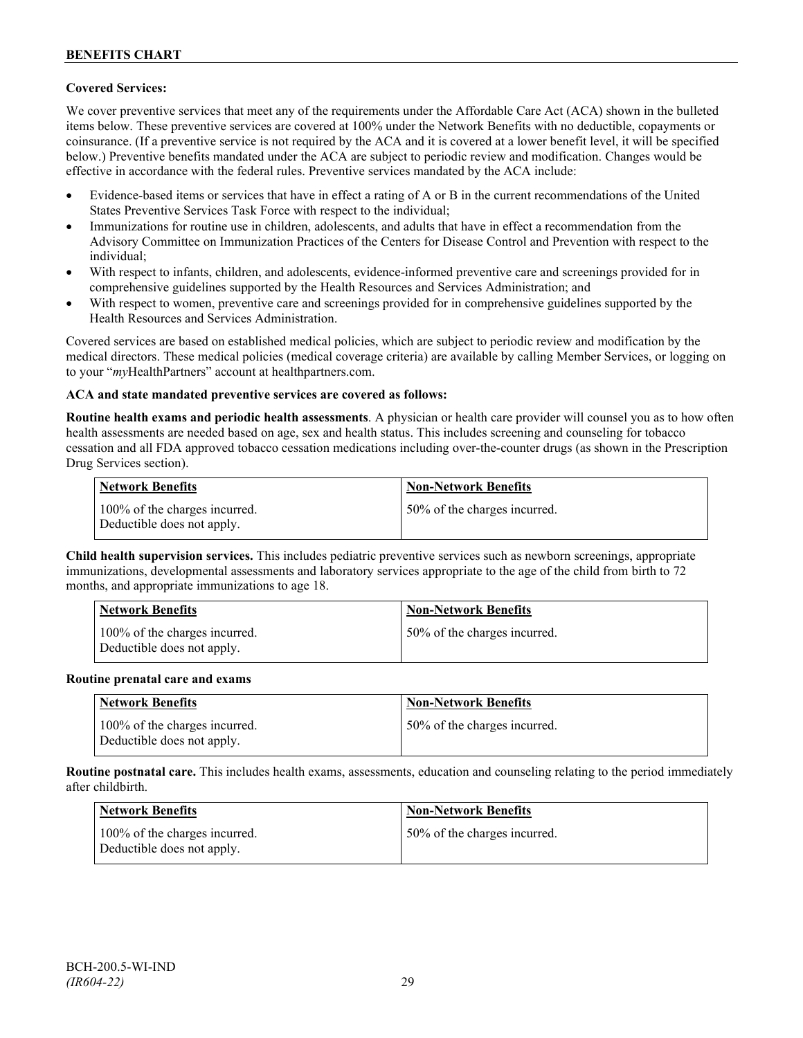**Covered Services:**

We cover preventive services that meet any of the requirements under the Affordable Care Act (ACA) shown in the bulleted items below. These preventive services are covered at 100% under the Network Benefits with no deductible, copayments or coinsurance. (If a preventive service is not required by the ACA and it is covered at a lower benefit level, it will be specified below.) Preventive benefits mandated under the ACA are subject to periodic review and modification. Changes would be effective in accordance with the federal rules. Preventive services mandated by the ACA include:

- Evidence-based items or services that have in effect a rating of A or B in the current recommendations of the United States Preventive Services Task Force with respect to the individual;
- Immunizations for routine use in children, adolescents, and adults that have in effect a recommendation from the Advisory Committee on Immunization Practices of the Centers for Disease Control and Prevention with respect to the individual;
- With respect to infants, children, and adolescents, evidence-informed preventive care and screenings provided for in comprehensive guidelines supported by the Health Resources and Services Administration; and
- With respect to women, preventive care and screenings provided for in comprehensive guidelines supported by the Health Resources and Services Administration.

Covered services are based on established medical policies, which are subject to periodic review and modification by the medical directors. These medical policies (medical coverage criteria) are available by calling Member Services, or logging on to your "*my*HealthPartners" account at healthpartners.com.

**ACA and state mandated preventive services are covered as follows:**

**Routine health exams and periodic health assessments**. A physician or health care provider will counsel you as to how often health assessments are needed based on age, sex and health status. This includes screening and counseling for tobacco cessation and all FDA approved tobacco cessation medications including over-the-counter drugs (as shown in the Prescription Drug Services section).

| Network Benefits | Non-Network Benefits |
|---|---|
| 100% of the charges incurred. Deductible does not apply. | 50% of the charges incurred. |

**Child health supervision services.** This includes pediatric preventive services such as newborn screenings, appropriate immunizations, developmental assessments and laboratory services appropriate to the age of the child from birth to 72 months, and appropriate immunizations to age 18.

| Network Benefits | Non-Network Benefits |
|---|---|
| 100% of the charges incurred. Deductible does not apply. | 50% of the charges incurred. |

**Routine prenatal care and exams**

| Network Benefits | Non-Network Benefits |
|---|---|
| 100% of the charges incurred. Deductible does not apply. | 50% of the charges incurred. |

**Routine postnatal care.** This includes health exams, assessments, education and counseling relating to the period immediately after childbirth.

| Network Benefits | Non-Network Benefits |
|---|---|
| 100% of the charges incurred. Deductible does not apply. | 50% of the charges incurred. |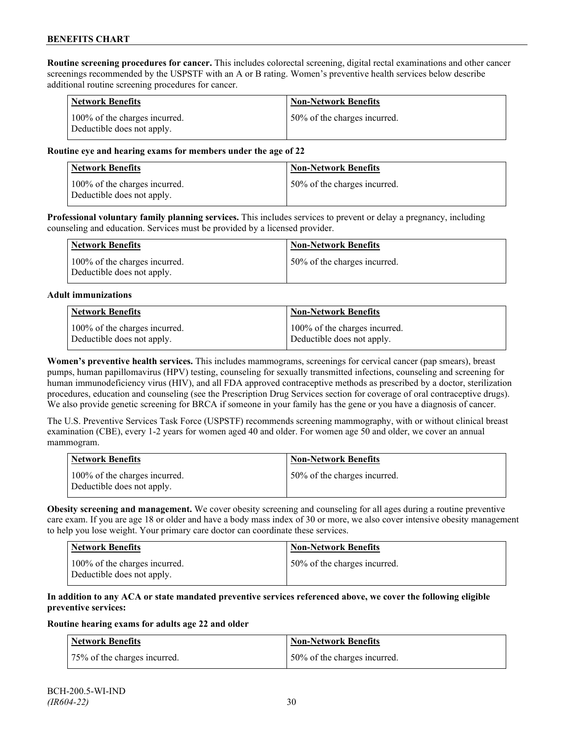**Routine screening procedures for cancer.** This includes colorectal screening, digital rectal examinations and other cancer screenings recommended by the USPSTF with an A or B rating. Women's preventive health services below describe additional routine screening procedures for cancer.

| Network Benefits | Non-Network Benefits |
|---|---|
| 100% of the charges incurred. Deductible does not apply. | 50% of the charges incurred. |

**Routine eye and hearing exams for members under the age of 22**

| Network Benefits | Non-Network Benefits |
|---|---|
| 100% of the charges incurred. Deductible does not apply. | 50% of the charges incurred. |

**Professional voluntary family planning services.** This includes services to prevent or delay a pregnancy, including counseling and education. Services must be provided by a licensed provider.

| Network Benefits | Non-Network Benefits |
|---|---|
| 100% of the charges incurred. Deductible does not apply. | 50% of the charges incurred. |

**Adult immunizations**

| Network Benefits | Non-Network Benefits |
|---|---|
| 100% of the charges incurred. Deductible does not apply. | 100% of the charges incurred. Deductible does not apply. |

**Women's preventive health services.** This includes mammograms, screenings for cervical cancer (pap smears), breast pumps, human papillomavirus (HPV) testing, counseling for sexually transmitted infections, counseling and screening for human immunodeficiency virus (HIV), and all FDA approved contraceptive methods as prescribed by a doctor, sterilization procedures, education and counseling (see the Prescription Drug Services section for coverage of oral contraceptive drugs). We also provide genetic screening for BRCA if someone in your family has the gene or you have a diagnosis of cancer.

The U.S. Preventive Services Task Force (USPSTF) recommends screening mammography, with or without clinical breast examination (CBE), every 1-2 years for women aged 40 and older. For women age 50 and older, we cover an annual mammogram.

| Network Benefits | Non-Network Benefits |
|---|---|
| 100% of the charges incurred. Deductible does not apply. | 50% of the charges incurred. |

**Obesity screening and management.** We cover obesity screening and counseling for all ages during a routine preventive care exam. If you are age 18 or older and have a body mass index of 30 or more, we also cover intensive obesity management to help you lose weight. Your primary care doctor can coordinate these services.

| Network Benefits | Non-Network Benefits |
|---|---|
| 100% of the charges incurred. Deductible does not apply. | 50% of the charges incurred. |

**In addition to any ACA or state mandated preventive services referenced above, we cover the following eligible preventive services:**

**Routine hearing exams for adults age 22 and older**

| Network Benefits | Non-Network Benefits |
|---|---|
| 75% of the charges incurred. | 50% of the charges incurred. |

BCH-200.5-WI-IND
*(IR604-22)*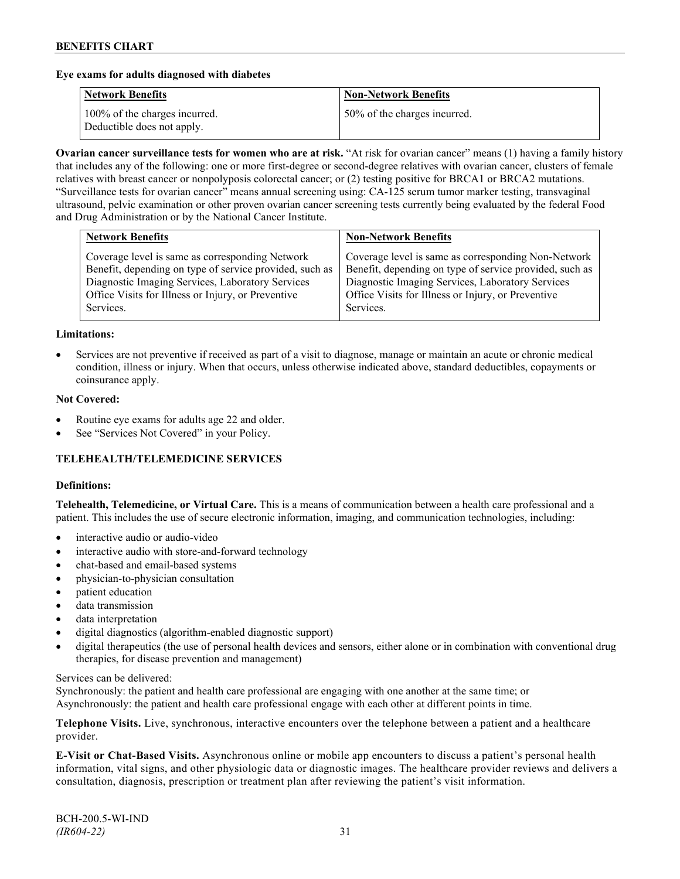**Eye exams for adults diagnosed with diabetes**

| Network Benefits | Non-Network Benefits |
|---|---|
| 100% of the charges incurred. Deductible does not apply. | 50% of the charges incurred. |

**Ovarian cancer surveillance tests for women who are at risk.** "At risk for ovarian cancer" means (1) having a family history that includes any of the following: one or more first-degree or second-degree relatives with ovarian cancer, clusters of female relatives with breast cancer or nonpolyposis colorectal cancer; or (2) testing positive for BRCA1 or BRCA2 mutations. "Surveillance tests for ovarian cancer" means annual screening using: CA-125 serum tumor marker testing, transvaginal ultrasound, pelvic examination or other proven ovarian cancer screening tests currently being evaluated by the federal Food and Drug Administration or by the National Cancer Institute.

| Network Benefits | Non-Network Benefits |
|---|---|
| Coverage level is same as corresponding Network Benefit, depending on type of service provided, such as Diagnostic Imaging Services, Laboratory Services Office Visits for Illness or Injury, or Preventive Services. | Coverage level is same as corresponding Non-Network Benefit, depending on type of service provided, such as Diagnostic Imaging Services, Laboratory Services Office Visits for Illness or Injury, or Preventive Services. |

**Limitations:**

- Services are not preventive if received as part of a visit to diagnose, manage or maintain an acute or chronic medical condition, illness or injury. When that occurs, unless otherwise indicated above, standard deductibles, copayments or coinsurance apply.

**Not Covered:**

- Routine eye exams for adults age 22 and older.
- See "Services Not Covered" in your Policy.

## TELEHEALTH/TELEMEDICINE SERVICES

**Definitions:**

**Telehealth, Telemedicine, or Virtual Care.** This is a means of communication between a health care professional and a patient. This includes the use of secure electronic information, imaging, and communication technologies, including:

- interactive audio or audio-video
- interactive audio with store-and-forward technology
- chat-based and email-based systems
- physician-to-physician consultation
- patient education
- data transmission
- data interpretation
- digital diagnostics (algorithm-enabled diagnostic support)
- digital therapeutics (the use of personal health devices and sensors, either alone or in combination with conventional drug therapies, for disease prevention and management)

Services can be delivered:
Synchronously: the patient and health care professional are engaging with one another at the same time; or
Asynchronously: the patient and health care professional engage with each other at different points in time.

**Telephone Visits.** Live, synchronous, interactive encounters over the telephone between a patient and a healthcare provider.

**E-Visit or Chat-Based Visits.** Asynchronous online or mobile app encounters to discuss a patient's personal health information, vital signs, and other physiologic data or diagnostic images. The healthcare provider reviews and delivers a consultation, diagnosis, prescription or treatment plan after reviewing the patient's visit information.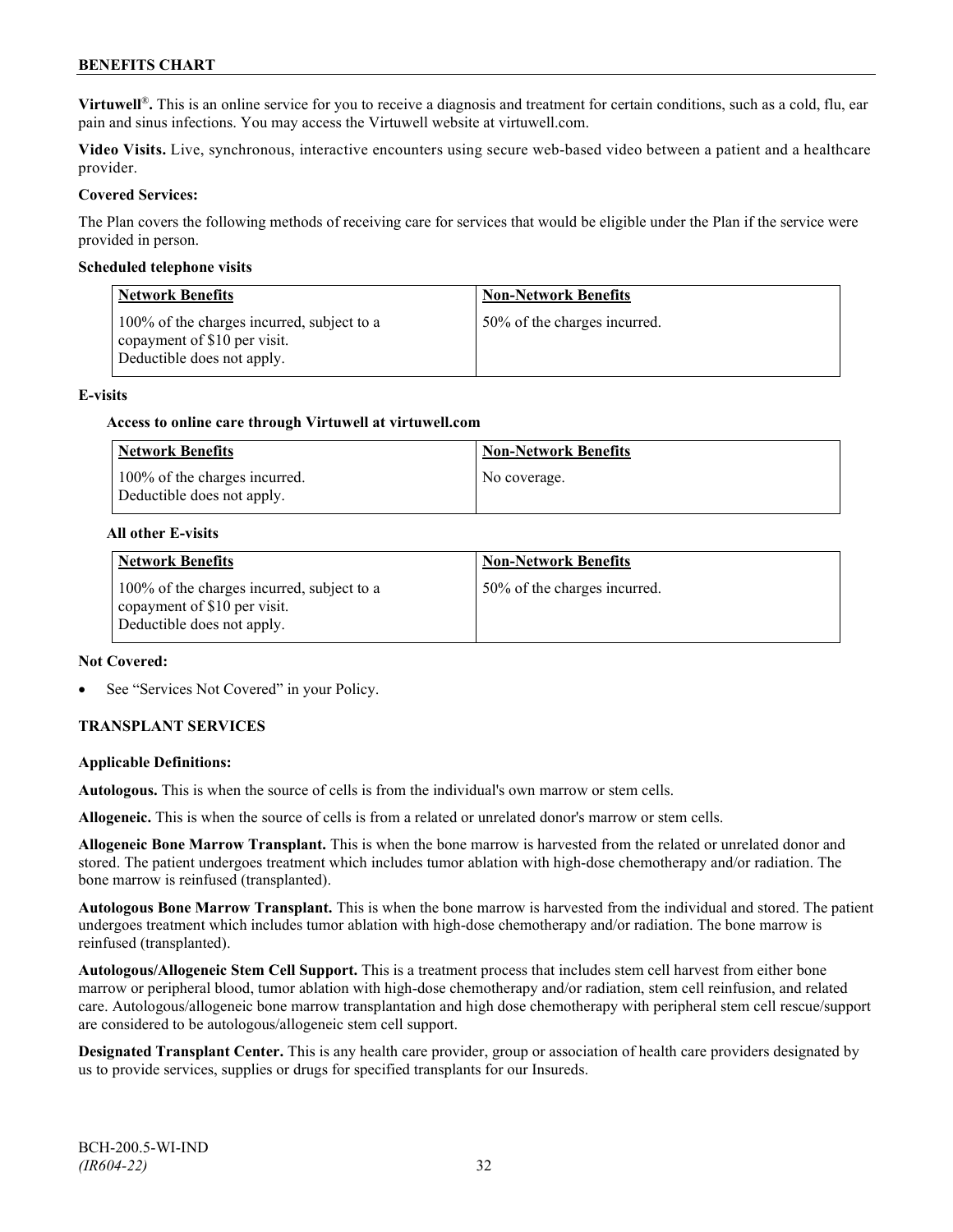**Virtuwell®.** This is an online service for you to receive a diagnosis and treatment for certain conditions, such as a cold, flu, ear pain and sinus infections. You may access the Virtuwell website at virtuwell.com.

**Video Visits.** Live, synchronous, interactive encounters using secure web-based video between a patient and a healthcare provider.

**Covered Services:**

The Plan covers the following methods of receiving care for services that would be eligible under the Plan if the service were provided in person.

**Scheduled telephone visits**

| Network Benefits | Non-Network Benefits |
|---|---|
| 100% of the charges incurred, subject to a copayment of $10 per visit. Deductible does not apply. | 50% of the charges incurred. |

**E-visits**

**Access to online care through Virtuwell at virtuwell.com**

| Network Benefits | Non-Network Benefits |
|---|---|
| 100% of the charges incurred. Deductible does not apply. | No coverage. |

**All other E-visits**

| Network Benefits | Non-Network Benefits |
|---|---|
| 100% of the charges incurred, subject to a copayment of $10 per visit. Deductible does not apply. | 50% of the charges incurred. |

**Not Covered:**

- See "Services Not Covered" in your Policy.

## TRANSPLANT SERVICES

**Applicable Definitions:**

**Autologous.** This is when the source of cells is from the individual's own marrow or stem cells.

**Allogeneic.** This is when the source of cells is from a related or unrelated donor's marrow or stem cells.

**Allogeneic Bone Marrow Transplant.** This is when the bone marrow is harvested from the related or unrelated donor and stored. The patient undergoes treatment which includes tumor ablation with high-dose chemotherapy and/or radiation. The bone marrow is reinfused (transplanted).

**Autologous Bone Marrow Transplant.** This is when the bone marrow is harvested from the individual and stored. The patient undergoes treatment which includes tumor ablation with high-dose chemotherapy and/or radiation. The bone marrow is reinfused (transplanted).

**Autologous/Allogeneic Stem Cell Support.** This is a treatment process that includes stem cell harvest from either bone marrow or peripheral blood, tumor ablation with high-dose chemotherapy and/or radiation, stem cell reinfusion, and related care. Autologous/allogeneic bone marrow transplantation and high dose chemotherapy with peripheral stem cell rescue/support are considered to be autologous/allogeneic stem cell support.

**Designated Transplant Center.** This is any health care provider, group or association of health care providers designated by us to provide services, supplies or drugs for specified transplants for our Insureds.

BCH-200.5-WI-IND
*(IR604-22)*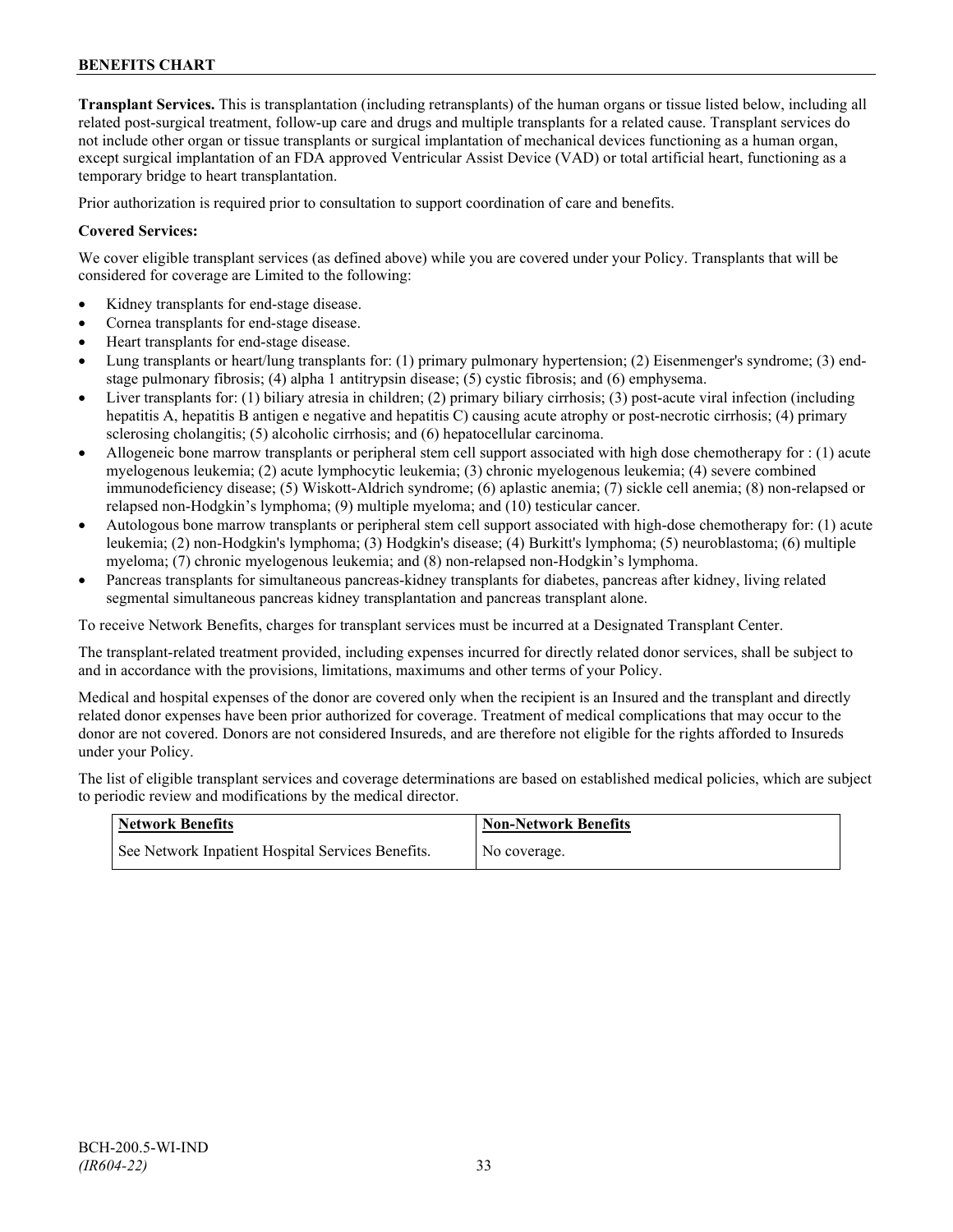**Transplant Services.** This is transplantation (including retransplants) of the human organs or tissue listed below, including all related post-surgical treatment, follow-up care and drugs and multiple transplants for a related cause. Transplant services do not include other organ or tissue transplants or surgical implantation of mechanical devices functioning as a human organ, except surgical implantation of an FDA approved Ventricular Assist Device (VAD) or total artificial heart, functioning as a temporary bridge to heart transplantation.

Prior authorization is required prior to consultation to support coordination of care and benefits.

**Covered Services:**

We cover eligible transplant services (as defined above) while you are covered under your Policy. Transplants that will be considered for coverage are Limited to the following:

- Kidney transplants for end-stage disease.
- Cornea transplants for end-stage disease.
- Heart transplants for end-stage disease.
- Lung transplants or heart/lung transplants for: (1) primary pulmonary hypertension; (2) Eisenmenger's syndrome; (3) end-stage pulmonary fibrosis; (4) alpha 1 antitrypsin disease; (5) cystic fibrosis; and (6) emphysema.
- Liver transplants for: (1) biliary atresia in children; (2) primary biliary cirrhosis; (3) post-acute viral infection (including hepatitis A, hepatitis B antigen e negative and hepatitis C) causing acute atrophy or post-necrotic cirrhosis; (4) primary sclerosing cholangitis; (5) alcoholic cirrhosis; and (6) hepatocellular carcinoma.
- Allogeneic bone marrow transplants or peripheral stem cell support associated with high dose chemotherapy for : (1) acute myelogenous leukemia; (2) acute lymphocytic leukemia; (3) chronic myelogenous leukemia; (4) severe combined immunodeficiency disease; (5) Wiskott-Aldrich syndrome; (6) aplastic anemia; (7) sickle cell anemia; (8) non-relapsed or relapsed non-Hodgkin's lymphoma; (9) multiple myeloma; and (10) testicular cancer.
- Autologous bone marrow transplants or peripheral stem cell support associated with high-dose chemotherapy for: (1) acute leukemia; (2) non-Hodgkin's lymphoma; (3) Hodgkin's disease; (4) Burkitt's lymphoma; (5) neuroblastoma; (6) multiple myeloma; (7) chronic myelogenous leukemia; and (8) non-relapsed non-Hodgkin's lymphoma.
- Pancreas transplants for simultaneous pancreas-kidney transplants for diabetes, pancreas after kidney, living related segmental simultaneous pancreas kidney transplantation and pancreas transplant alone.

To receive Network Benefits, charges for transplant services must be incurred at a Designated Transplant Center.

The transplant-related treatment provided, including expenses incurred for directly related donor services, shall be subject to and in accordance with the provisions, limitations, maximums and other terms of your Policy.

Medical and hospital expenses of the donor are covered only when the recipient is an Insured and the transplant and directly related donor expenses have been prior authorized for coverage. Treatment of medical complications that may occur to the donor are not covered. Donors are not considered Insureds, and are therefore not eligible for the rights afforded to Insureds under your Policy.

The list of eligible transplant services and coverage determinations are based on established medical policies, which are subject to periodic review and modifications by the medical director.

| Network Benefits | Non-Network Benefits |
|---|---|
| See Network Inpatient Hospital Services Benefits. | No coverage. |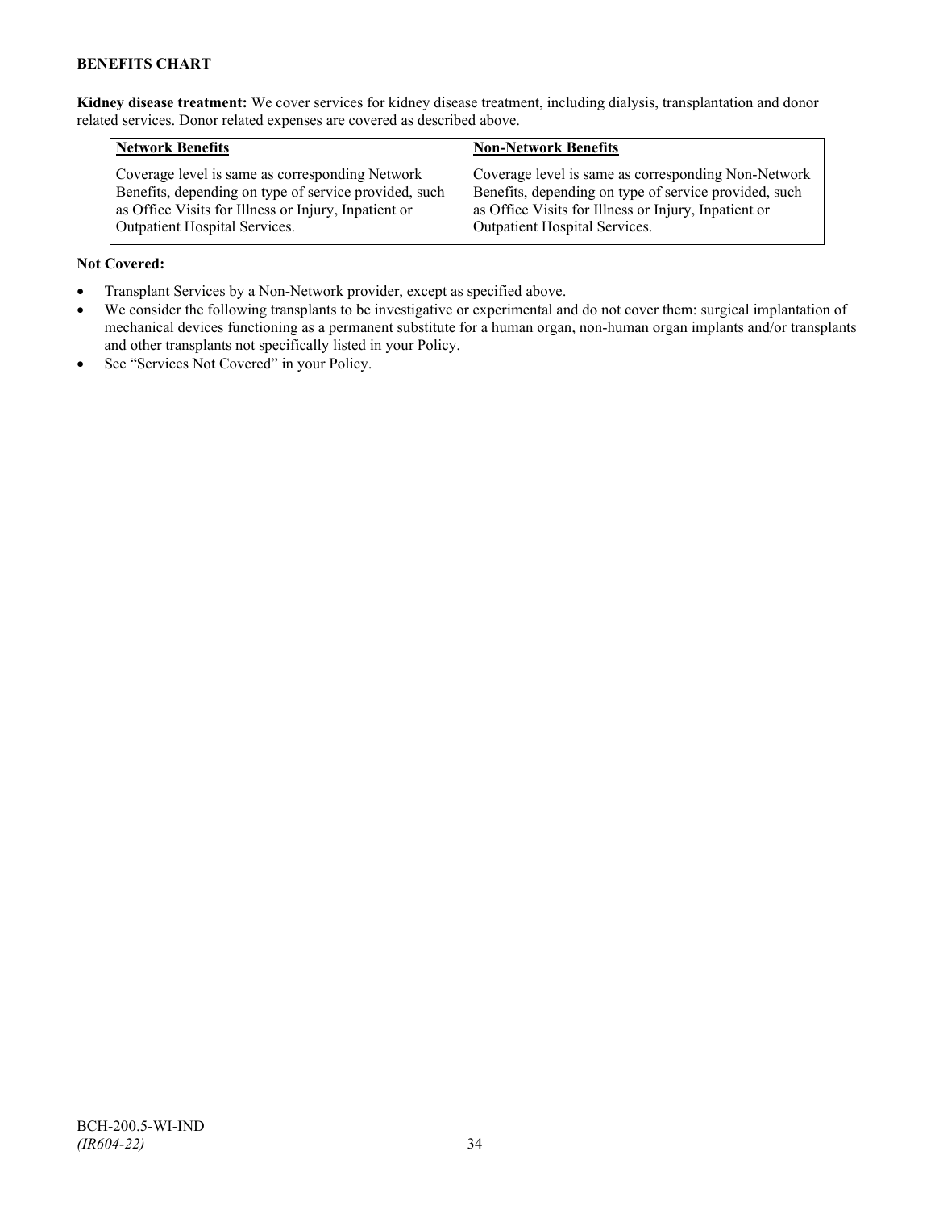**Kidney disease treatment:** We cover services for kidney disease treatment, including dialysis, transplantation and donor related services. Donor related expenses are covered as described above.

| Network Benefits | Non-Network Benefits |
| --- | --- |
| Coverage level is same as corresponding Network Benefits, depending on type of service provided, such as Office Visits for Illness or Injury, Inpatient or Outpatient Hospital Services. | Coverage level is same as corresponding Non-Network Benefits, depending on type of service provided, such as Office Visits for Illness or Injury, Inpatient or Outpatient Hospital Services. |

**Not Covered:**

- Transplant Services by a Non-Network provider, except as specified above.
- We consider the following transplants to be investigative or experimental and do not cover them: surgical implantation of mechanical devices functioning as a permanent substitute for a human organ, non-human organ implants and/or transplants and other transplants not specifically listed in your Policy.
- See "Services Not Covered" in your Policy.

BCH-200.5-WI-IND
*(IR604-22)*